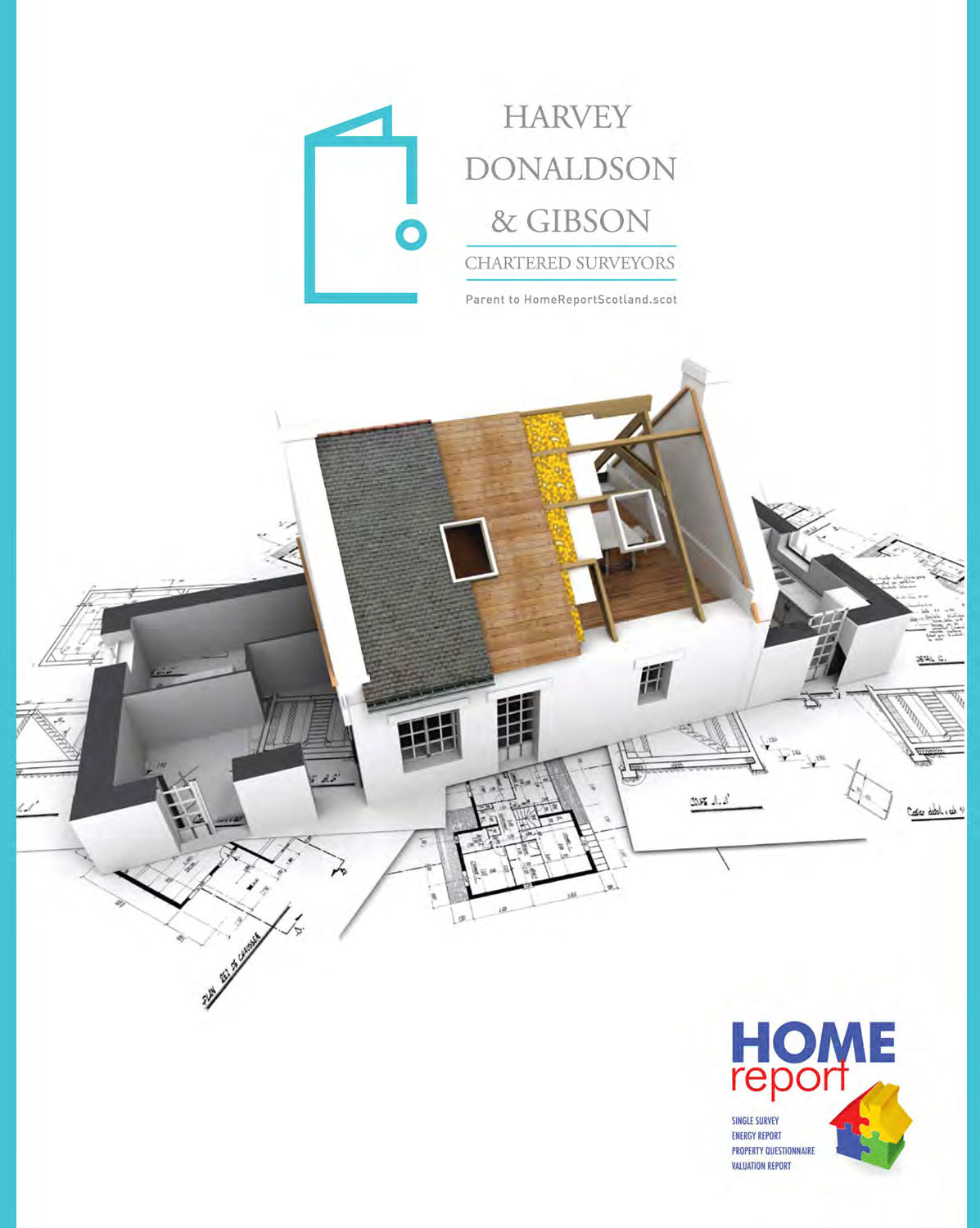# HARVEY DONALDSON & GIBSON

CHARTERED SURVEYORS

Parent to HomeReportScotland.scot

**HOME report**

SINGLE SURVEY
ENERGY REPORT
PROPERTY QUESTIONNAIRE
VALUATION REPORT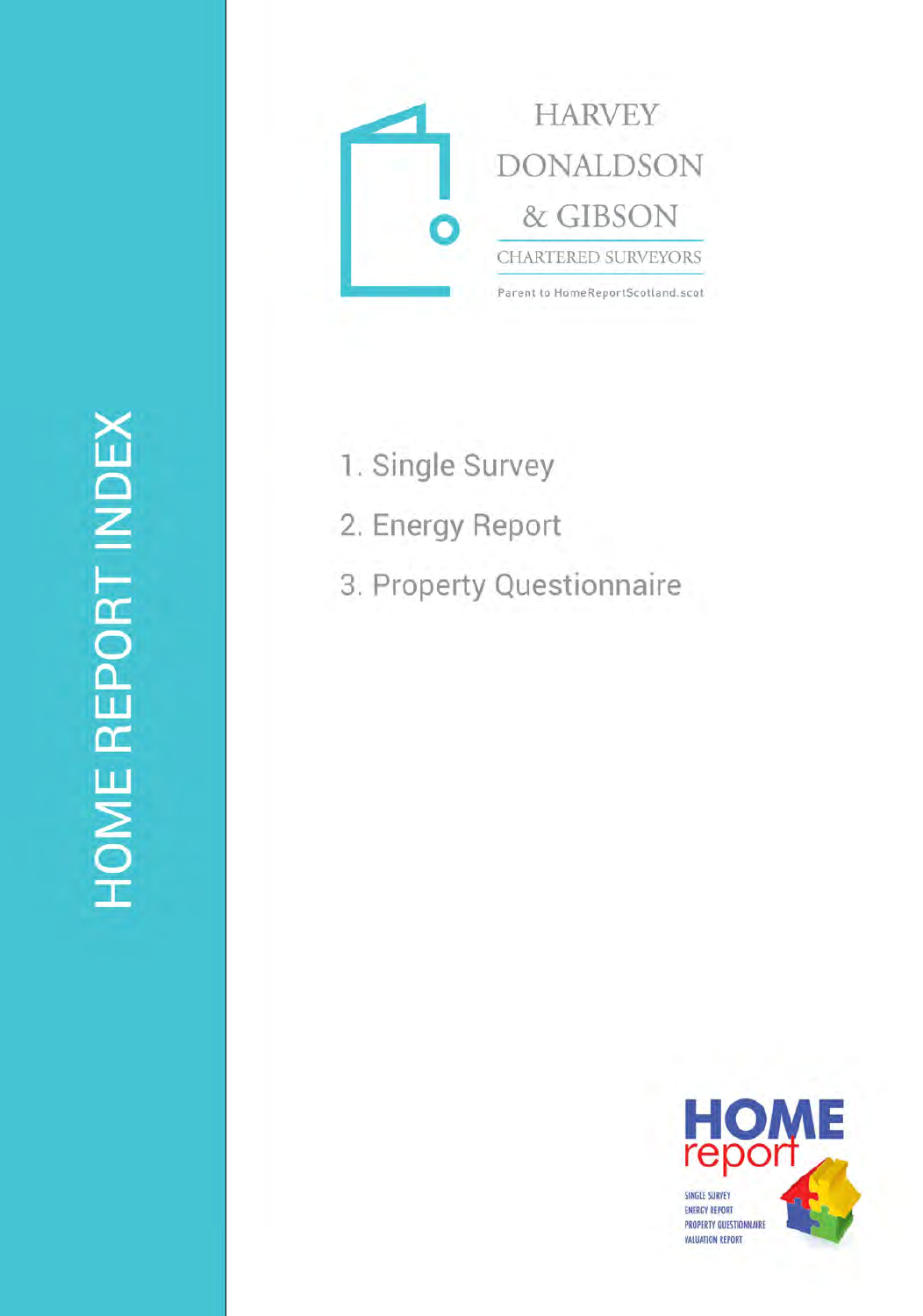# HOME REPORT INDEX

HARVEY DONALDSON & GIBSON

CHARTERED SURVEYORS

Parent to HomeReportScotland.scot

1. Single Survey
2. Energy Report
3. Property Questionnaire

HOME report

SINGLE SURVEY
ENERGY REPORT
PROPERTY QUESTIONNAIRE
VALUATION REPORT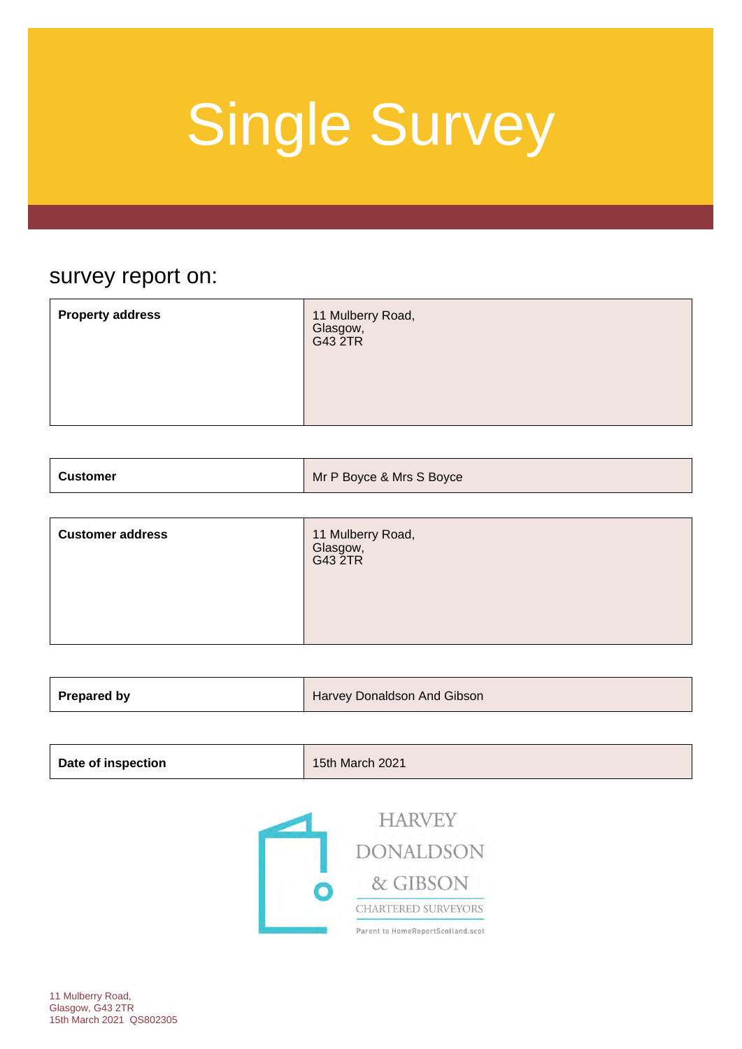# Single Survey

## survey report on:

| | |
|---|---|
| **Property address** | 11 Mulberry Road,<br>Glasgow,<br>G43 2TR |

| | |
|---|---|
| **Customer** | Mr P Boyce & Mrs S Boyce |

| | |
|---|---|
| **Customer address** | 11 Mulberry Road,<br>Glasgow,<br>G43 2TR |

| | |
|---|---|
| **Prepared by** | Harvey Donaldson And Gibson |

| | |
|---|---|
| **Date of inspection** | 15th March 2021 |

HARVEY DONALDSON & GIBSON
CHARTERED SURVEYORS
Parent to HomeReportScotland.scot

11 Mulberry Road,
Glasgow, G43 2TR
15th March 2021 QS802305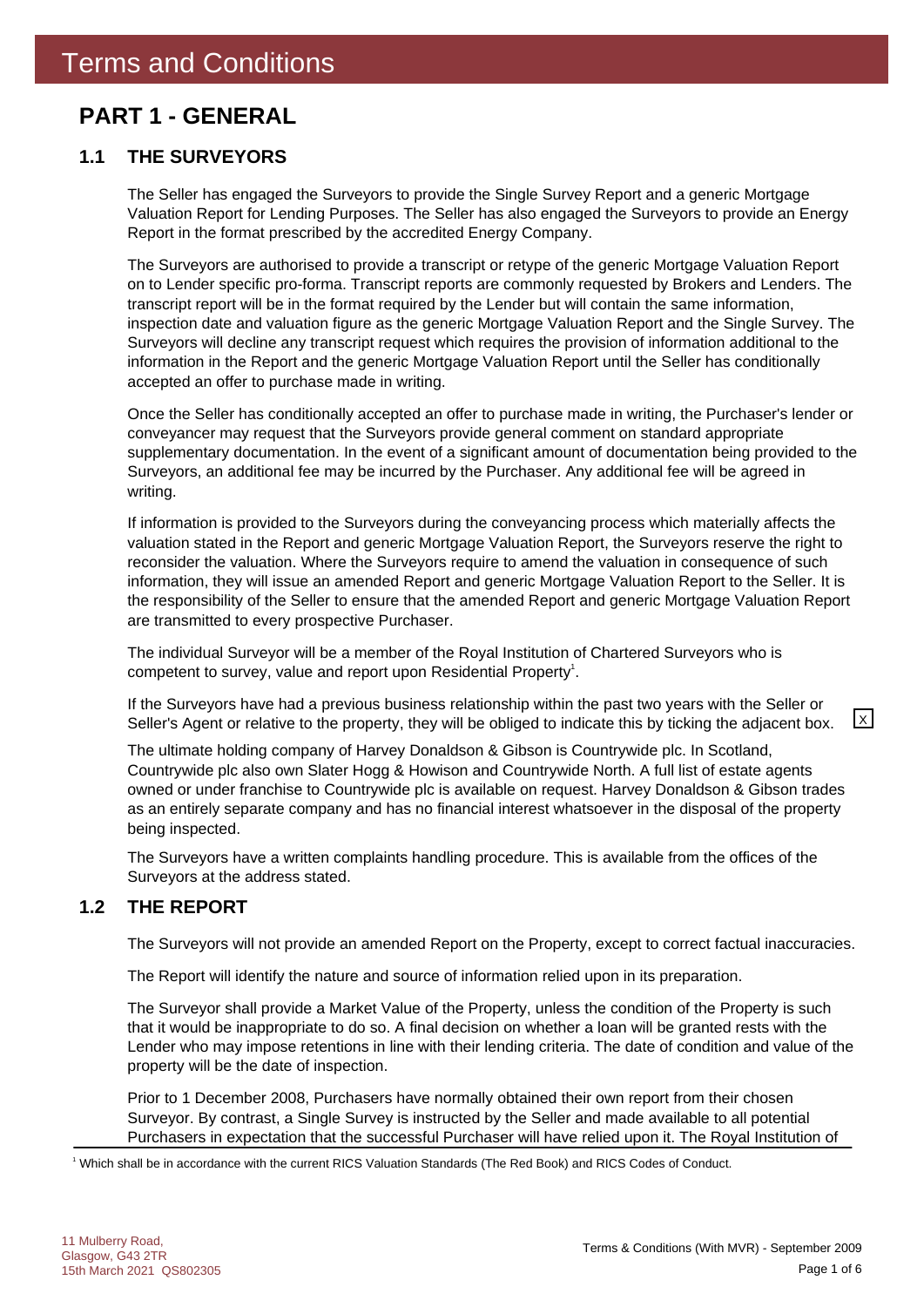# Terms and Conditions

## PART 1 - GENERAL

### 1.1 THE SURVEYORS

The Seller has engaged the Surveyors to provide the Single Survey Report and a generic Mortgage Valuation Report for Lending Purposes. The Seller has also engaged the Surveyors to provide an Energy Report in the format prescribed by the accredited Energy Company.

The Surveyors are authorised to provide a transcript or retype of the generic Mortgage Valuation Report on to Lender specific pro-forma. Transcript reports are commonly requested by Brokers and Lenders. The transcript report will be in the format required by the Lender but will contain the same information, inspection date and valuation figure as the generic Mortgage Valuation Report and the Single Survey. The Surveyors will decline any transcript request which requires the provision of information additional to the information in the Report and the generic Mortgage Valuation Report until the Seller has conditionally accepted an offer to purchase made in writing.

Once the Seller has conditionally accepted an offer to purchase made in writing, the Purchaser's lender or conveyancer may request that the Surveyors provide general comment on standard appropriate supplementary documentation. In the event of a significant amount of documentation being provided to the Surveyors, an additional fee may be incurred by the Purchaser. Any additional fee will be agreed in writing.

If information is provided to the Surveyors during the conveyancing process which materially affects the valuation stated in the Report and generic Mortgage Valuation Report, the Surveyors reserve the right to reconsider the valuation. Where the Surveyors require to amend the valuation in consequence of such information, they will issue an amended Report and generic Mortgage Valuation Report to the Seller. It is the responsibility of the Seller to ensure that the amended Report and generic Mortgage Valuation Report are transmitted to every prospective Purchaser.

The individual Surveyor will be a member of the Royal Institution of Chartered Surveyors who is competent to survey, value and report upon Residential Property[1].

If the Surveyors have had a previous business relationship within the past two years with the Seller or Seller's Agent or relative to the property, they will be obliged to indicate this by ticking the adjacent box. [X]

The ultimate holding company of Harvey Donaldson & Gibson is Countrywide plc. In Scotland, Countrywide plc also own Slater Hogg & Howison and Countrywide North. A full list of estate agents owned or under franchise to Countrywide plc is available on request. Harvey Donaldson & Gibson trades as an entirely separate company and has no financial interest whatsoever in the disposal of the property being inspected.

The Surveyors have a written complaints handling procedure. This is available from the offices of the Surveyors at the address stated.

### 1.2 THE REPORT

The Surveyors will not provide an amended Report on the Property, except to correct factual inaccuracies.

The Report will identify the nature and source of information relied upon in its preparation.

The Surveyor shall provide a Market Value of the Property, unless the condition of the Property is such that it would be inappropriate to do so. A final decision on whether a loan will be granted rests with the Lender who may impose retentions in line with their lending criteria. The date of condition and value of the property will be the date of inspection.

Prior to 1 December 2008, Purchasers have normally obtained their own report from their chosen Surveyor. By contrast, a Single Survey is instructed by the Seller and made available to all potential Purchasers in expectation that the successful Purchaser will have relied upon it. The Royal Institution of

[1] Which shall be in accordance with the current RICS Valuation Standards (The Red Book) and RICS Codes of Conduct.

11 Mulberry Road,
Glasgow, G43 2TR
15th March 2021 QS802305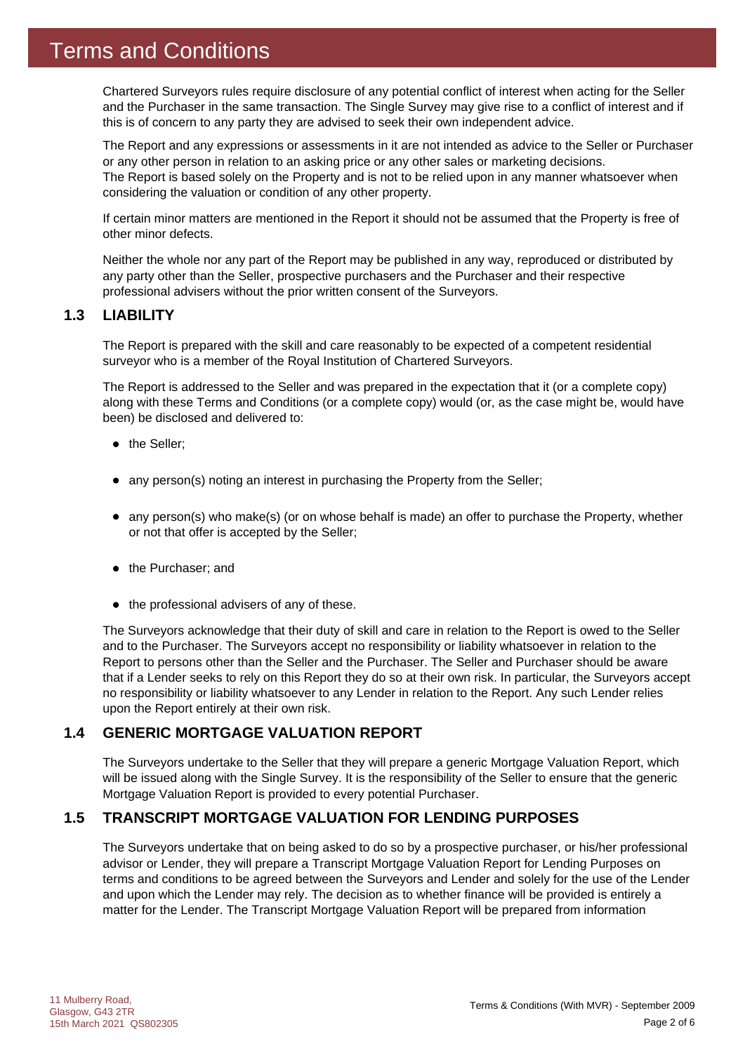Chartered Surveyors rules require disclosure of any potential conflict of interest when acting for the Seller and the Purchaser in the same transaction. The Single Survey may give rise to a conflict of interest and if this is of concern to any party they are advised to seek their own independent advice.

The Report and any expressions or assessments in it are not intended as advice to the Seller or Purchaser or any other person in relation to an asking price or any other sales or marketing decisions.
The Report is based solely on the Property and is not to be relied upon in any manner whatsoever when considering the valuation or condition of any other property.

If certain minor matters are mentioned in the Report it should not be assumed that the Property is free of other minor defects.

Neither the whole nor any part of the Report may be published in any way, reproduced or distributed by any party other than the Seller, prospective purchasers and the Purchaser and their respective professional advisers without the prior written consent of the Surveyors.

## 1.3 LIABILITY

The Report is prepared with the skill and care reasonably to be expected of a competent residential surveyor who is a member of the Royal Institution of Chartered Surveyors.

The Report is addressed to the Seller and was prepared in the expectation that it (or a complete copy) along with these Terms and Conditions (or a complete copy) would (or, as the case might be, would have been) be disclosed and delivered to:

- the Seller;
- any person(s) noting an interest in purchasing the Property from the Seller;
- any person(s) who make(s) (or on whose behalf is made) an offer to purchase the Property, whether or not that offer is accepted by the Seller;
- the Purchaser; and
- the professional advisers of any of these.

The Surveyors acknowledge that their duty of skill and care in relation to the Report is owed to the Seller and to the Purchaser. The Surveyors accept no responsibility or liability whatsoever in relation to the Report to persons other than the Seller and the Purchaser. The Seller and Purchaser should be aware that if a Lender seeks to rely on this Report they do so at their own risk. In particular, the Surveyors accept no responsibility or liability whatsoever to any Lender in relation to the Report. Any such Lender relies upon the Report entirely at their own risk.

## 1.4 GENERIC MORTGAGE VALUATION REPORT

The Surveyors undertake to the Seller that they will prepare a generic Mortgage Valuation Report, which will be issued along with the Single Survey. It is the responsibility of the Seller to ensure that the generic Mortgage Valuation Report is provided to every potential Purchaser.

## 1.5 TRANSCRIPT MORTGAGE VALUATION FOR LENDING PURPOSES

The Surveyors undertake that on being asked to do so by a prospective purchaser, or his/her professional advisor or Lender, they will prepare a Transcript Mortgage Valuation Report for Lending Purposes on terms and conditions to be agreed between the Surveyors and Lender and solely for the use of the Lender and upon which the Lender may rely. The decision as to whether finance will be provided is entirely a matter for the Lender. The Transcript Mortgage Valuation Report will be prepared from information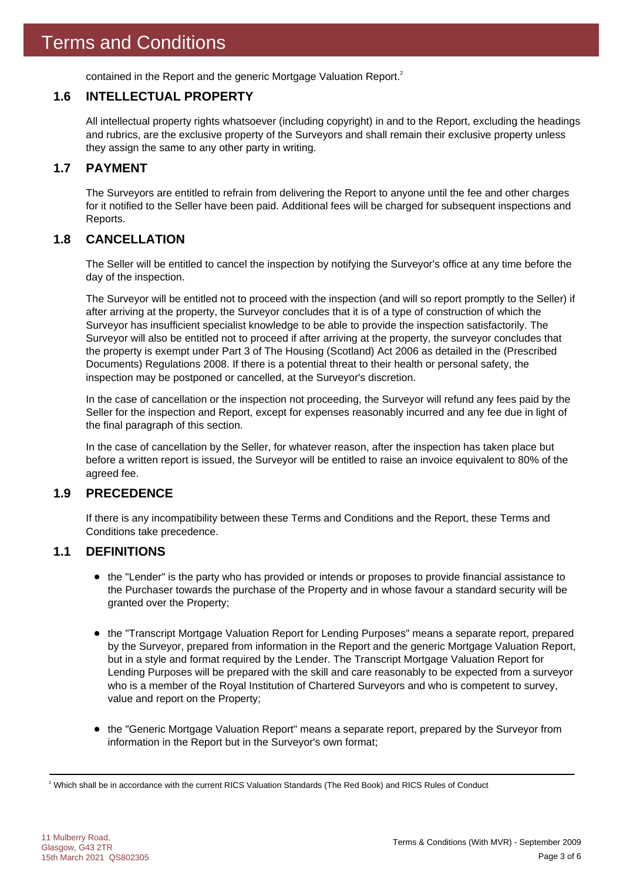contained in the Report and the generic Mortgage Valuation Report.[2]

## 1.6 INTELLECTUAL PROPERTY

All intellectual property rights whatsoever (including copyright) in and to the Report, excluding the headings and rubrics, are the exclusive property of the Surveyors and shall remain their exclusive property unless they assign the same to any other party in writing.

## 1.7 PAYMENT

The Surveyors are entitled to refrain from delivering the Report to anyone until the fee and other charges for it notified to the Seller have been paid. Additional fees will be charged for subsequent inspections and Reports.

## 1.8 CANCELLATION

The Seller will be entitled to cancel the inspection by notifying the Surveyor's office at any time before the day of the inspection.

The Surveyor will be entitled not to proceed with the inspection (and will so report promptly to the Seller) if after arriving at the property, the Surveyor concludes that it is of a type of construction of which the Surveyor has insufficient specialist knowledge to be able to provide the inspection satisfactorily. The Surveyor will also be entitled not to proceed if after arriving at the property, the surveyor concludes that the property is exempt under Part 3 of The Housing (Scotland) Act 2006 as detailed in the (Prescribed Documents) Regulations 2008. If there is a potential threat to their health or personal safety, the inspection may be postponed or cancelled, at the Surveyor's discretion.

In the case of cancellation or the inspection not proceeding, the Surveyor will refund any fees paid by the Seller for the inspection and Report, except for expenses reasonably incurred and any fee due in light of the final paragraph of this section.

In the case of cancellation by the Seller, for whatever reason, after the inspection has taken place but before a written report is issued, the Surveyor will be entitled to raise an invoice equivalent to 80% of the agreed fee.

## 1.9 PRECEDENCE

If there is any incompatibility between these Terms and Conditions and the Report, these Terms and Conditions take precedence.

## 1.1 DEFINITIONS

- the "Lender" is the party who has provided or intends or proposes to provide financial assistance to the Purchaser towards the purchase of the Property and in whose favour a standard security will be granted over the Property;

- the "Transcript Mortgage Valuation Report for Lending Purposes" means a separate report, prepared by the Surveyor, prepared from information in the Report and the generic Mortgage Valuation Report, but in a style and format required by the Lender. The Transcript Mortgage Valuation Report for Lending Purposes will be prepared with the skill and care reasonably to be expected from a surveyor who is a member of the Royal Institution of Chartered Surveyors and who is competent to survey, value and report on the Property;

- the "Generic Mortgage Valuation Report" means a separate report, prepared by the Surveyor from information in the Report but in the Surveyor's own format;

---

[2] Which shall be in accordance with the current RICS Valuation Standards (The Red Book) and RICS Rules of Conduct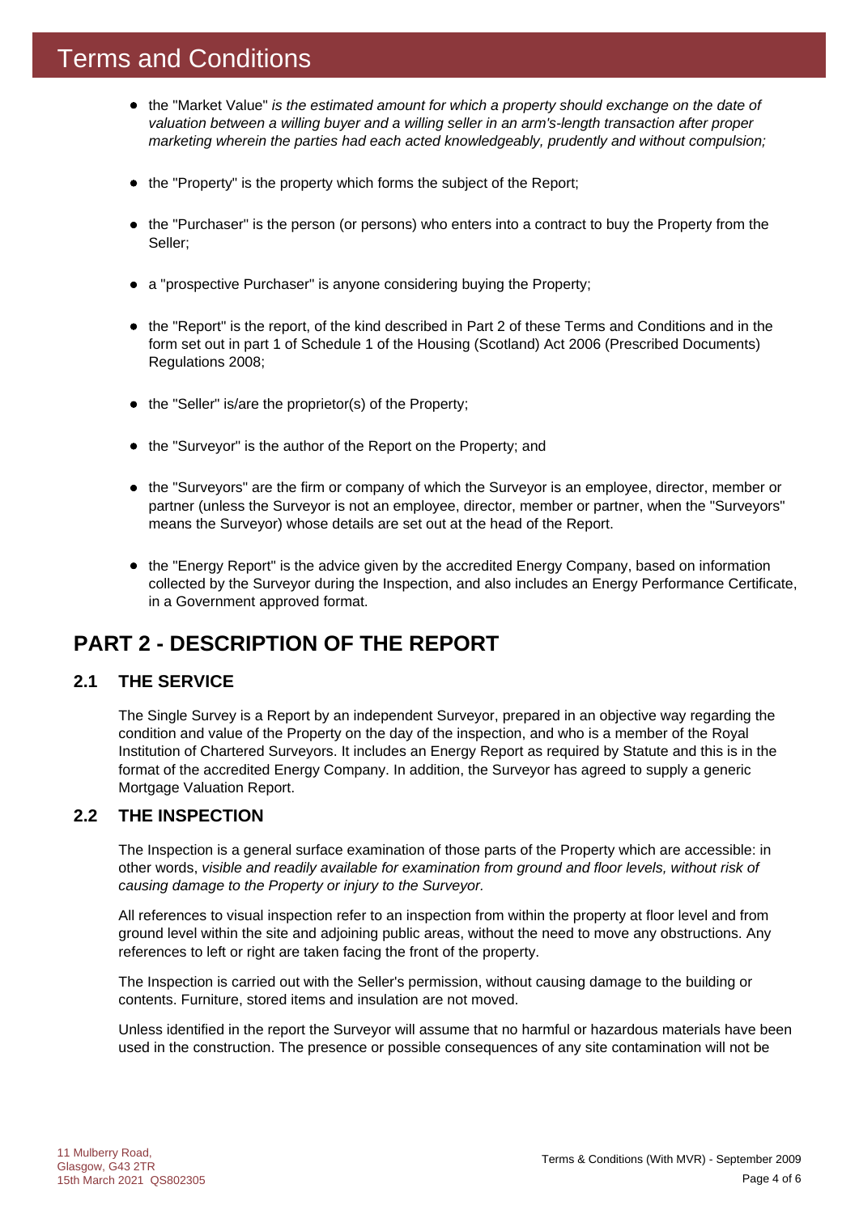# Terms and Conditions

- the "Market Value" *is the estimated amount for which a property should exchange on the date of valuation between a willing buyer and a willing seller in an arm's-length transaction after proper marketing wherein the parties had each acted knowledgeably, prudently and without compulsion;*
- the "Property" is the property which forms the subject of the Report;
- the "Purchaser" is the person (or persons) who enters into a contract to buy the Property from the Seller;
- a "prospective Purchaser" is anyone considering buying the Property;
- the "Report" is the report, of the kind described in Part 2 of these Terms and Conditions and in the form set out in part 1 of Schedule 1 of the Housing (Scotland) Act 2006 (Prescribed Documents) Regulations 2008;
- the "Seller" is/are the proprietor(s) of the Property;
- the "Surveyor" is the author of the Report on the Property; and
- the "Surveyors" are the firm or company of which the Surveyor is an employee, director, member or partner (unless the Surveyor is not an employee, director, member or partner, when the "Surveyors" means the Surveyor) whose details are set out at the head of the Report.
- the "Energy Report" is the advice given by the accredited Energy Company, based on information collected by the Surveyor during the Inspection, and also includes an Energy Performance Certificate, in a Government approved format.

## PART 2 - DESCRIPTION OF THE REPORT

### 2.1 THE SERVICE

The Single Survey is a Report by an independent Surveyor, prepared in an objective way regarding the condition and value of the Property on the day of the inspection, and who is a member of the Royal Institution of Chartered Surveyors. It includes an Energy Report as required by Statute and this is in the format of the accredited Energy Company. In addition, the Surveyor has agreed to supply a generic Mortgage Valuation Report.

### 2.2 THE INSPECTION

The Inspection is a general surface examination of those parts of the Property which are accessible: in other words, *visible and readily available for examination from ground and floor levels, without risk of causing damage to the Property or injury to the Surveyor.*

All references to visual inspection refer to an inspection from within the property at floor level and from ground level within the site and adjoining public areas, without the need to move any obstructions. Any references to left or right are taken facing the front of the property.

The Inspection is carried out with the Seller's permission, without causing damage to the building or contents. Furniture, stored items and insulation are not moved.

Unless identified in the report the Surveyor will assume that no harmful or hazardous materials have been used in the construction. The presence or possible consequences of any site contamination will not be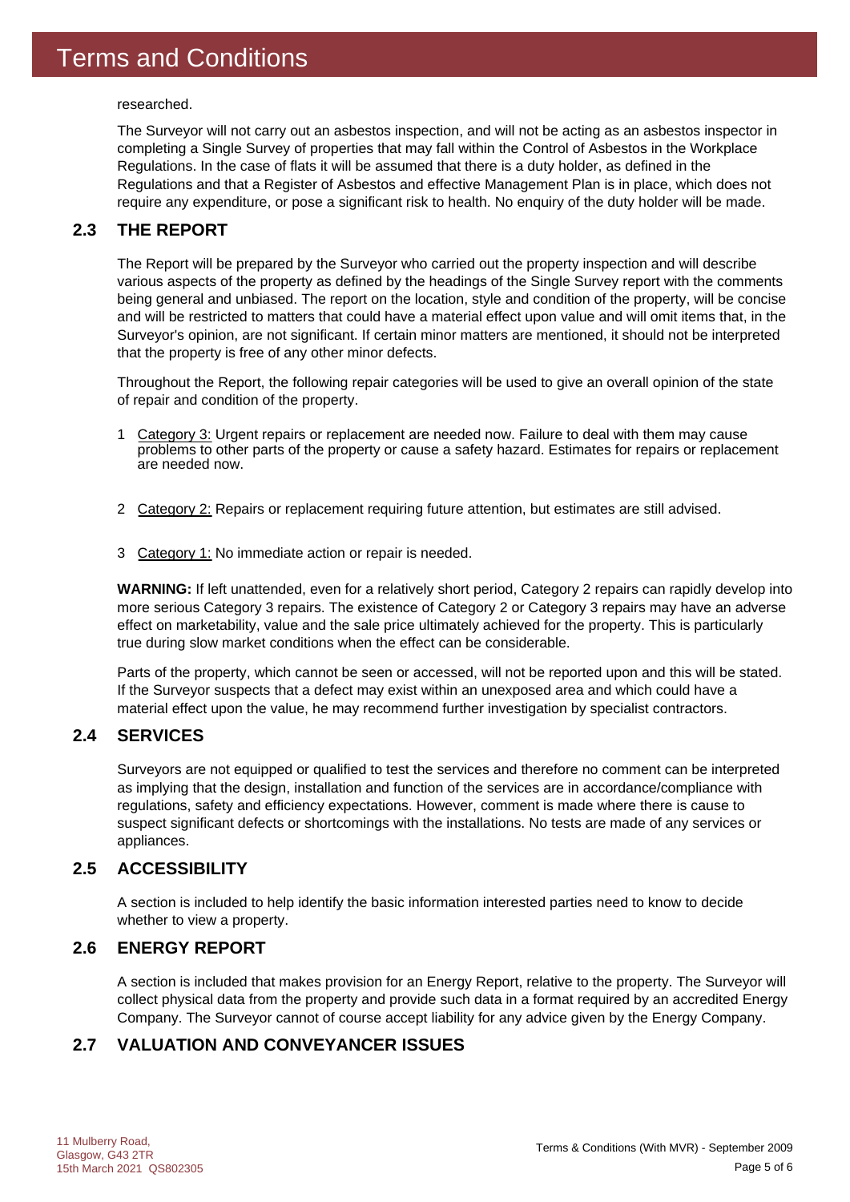researched.

The Surveyor will not carry out an asbestos inspection, and will not be acting as an asbestos inspector in completing a Single Survey of properties that may fall within the Control of Asbestos in the Workplace Regulations. In the case of flats it will be assumed that there is a duty holder, as defined in the Regulations and that a Register of Asbestos and effective Management Plan is in place, which does not require any expenditure, or pose a significant risk to health. No enquiry of the duty holder will be made.

## 2.3 THE REPORT

The Report will be prepared by the Surveyor who carried out the property inspection and will describe various aspects of the property as defined by the headings of the Single Survey report with the comments being general and unbiased. The report on the location, style and condition of the property, will be concise and will be restricted to matters that could have a material effect upon value and will omit items that, in the Surveyor's opinion, are not significant. If certain minor matters are mentioned, it should not be interpreted that the property is free of any other minor defects.

Throughout the Report, the following repair categories will be used to give an overall opinion of the state of repair and condition of the property.

1. Category 3: Urgent repairs or replacement are needed now. Failure to deal with them may cause problems to other parts of the property or cause a safety hazard. Estimates for repairs or replacement are needed now.

2. Category 2: Repairs or replacement requiring future attention, but estimates are still advised.

3. Category 1: No immediate action or repair is needed.

**WARNING:** If left unattended, even for a relatively short period, Category 2 repairs can rapidly develop into more serious Category 3 repairs. The existence of Category 2 or Category 3 repairs may have an adverse effect on marketability, value and the sale price ultimately achieved for the property. This is particularly true during slow market conditions when the effect can be considerable.

Parts of the property, which cannot be seen or accessed, will not be reported upon and this will be stated. If the Surveyor suspects that a defect may exist within an unexposed area and which could have a material effect upon the value, he may recommend further investigation by specialist contractors.

## 2.4 SERVICES

Surveyors are not equipped or qualified to test the services and therefore no comment can be interpreted as implying that the design, installation and function of the services are in accordance/compliance with regulations, safety and efficiency expectations. However, comment is made where there is cause to suspect significant defects or shortcomings with the installations. No tests are made of any services or appliances.

## 2.5 ACCESSIBILITY

A section is included to help identify the basic information interested parties need to know to decide whether to view a property.

## 2.6 ENERGY REPORT

A section is included that makes provision for an Energy Report, relative to the property. The Surveyor will collect physical data from the property and provide such data in a format required by an accredited Energy Company. The Surveyor cannot of course accept liability for any advice given by the Energy Company.

## 2.7 VALUATION AND CONVEYANCER ISSUES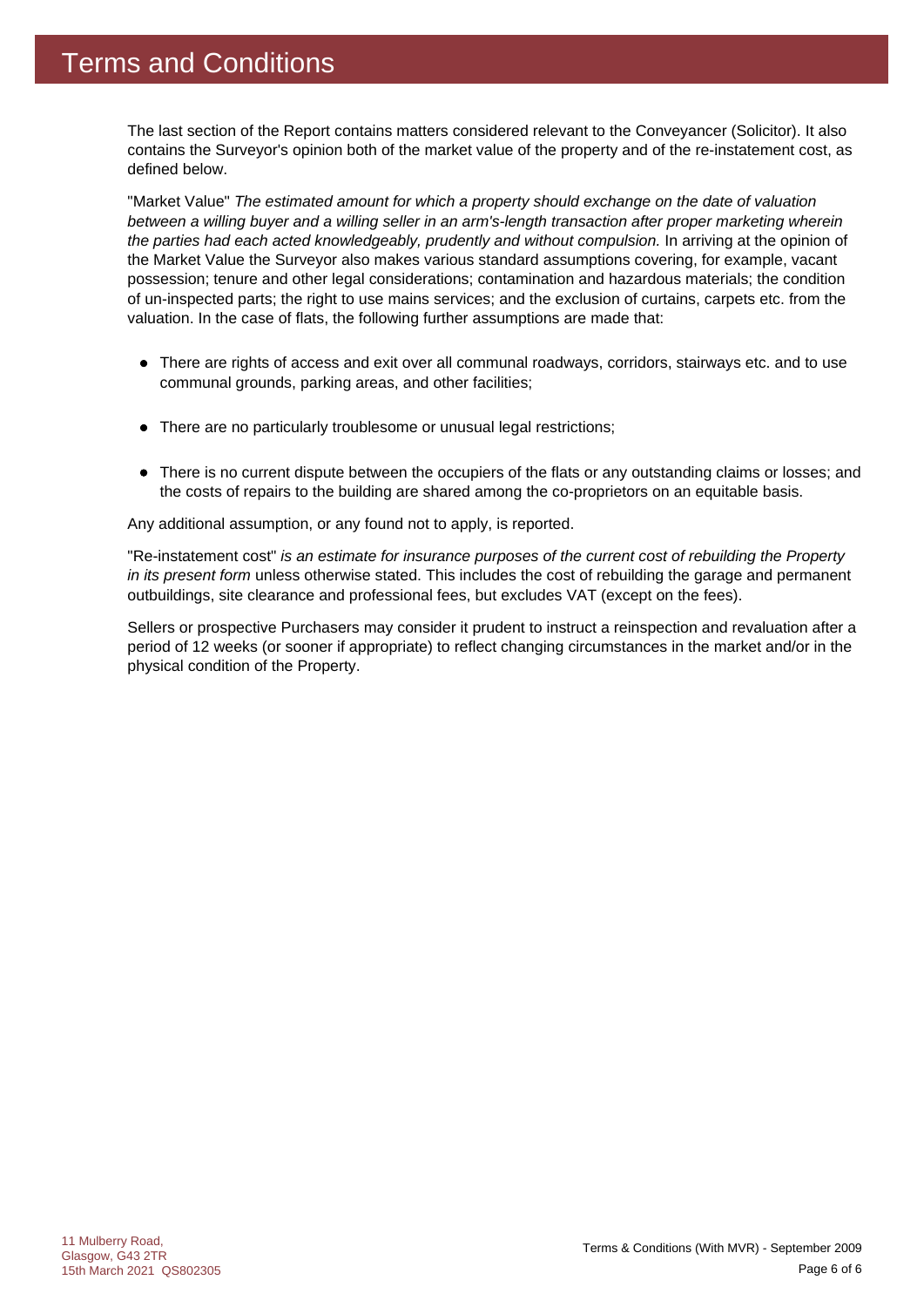# Terms and Conditions

The last section of the Report contains matters considered relevant to the Conveyancer (Solicitor). It also contains the Surveyor's opinion both of the market value of the property and of the re-instatement cost, as defined below.

"Market Value" *The estimated amount for which a property should exchange on the date of valuation between a willing buyer and a willing seller in an arm's-length transaction after proper marketing wherein the parties had each acted knowledgeably, prudently and without compulsion.* In arriving at the opinion of the Market Value the Surveyor also makes various standard assumptions covering, for example, vacant possession; tenure and other legal considerations; contamination and hazardous materials; the condition of un-inspected parts; the right to use mains services; and the exclusion of curtains, carpets etc. from the valuation. In the case of flats, the following further assumptions are made that:

- There are rights of access and exit over all communal roadways, corridors, stairways etc. and to use communal grounds, parking areas, and other facilities;
- There are no particularly troublesome or unusual legal restrictions;
- There is no current dispute between the occupiers of the flats or any outstanding claims or losses; and the costs of repairs to the building are shared among the co-proprietors on an equitable basis.

Any additional assumption, or any found not to apply, is reported.

"Re-instatement cost" *is an estimate for insurance purposes of the current cost of rebuilding the Property in its present form* unless otherwise stated. This includes the cost of rebuilding the garage and permanent outbuildings, site clearance and professional fees, but excludes VAT (except on the fees).

Sellers or prospective Purchasers may consider it prudent to instruct a reinspection and revaluation after a period of 12 weeks (or sooner if appropriate) to reflect changing circumstances in the market and/or in the physical condition of the Property.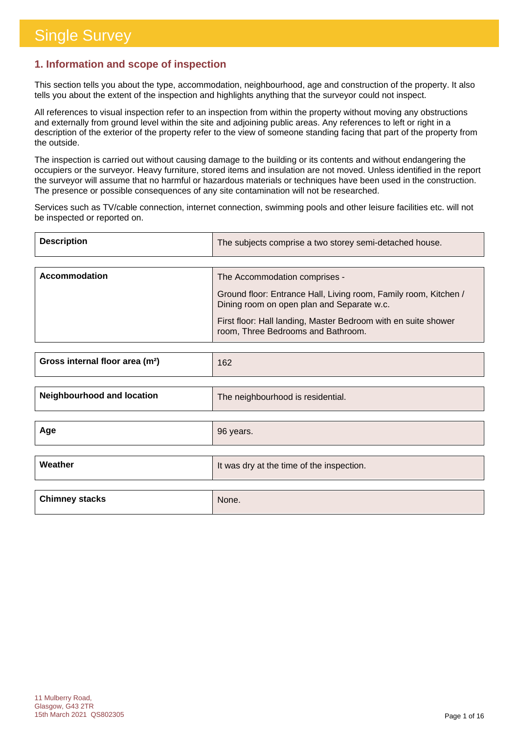# Single Survey

## 1. Information and scope of inspection

This section tells you about the type, accommodation, neighbourhood, age and construction of the property. It also tells you about the extent of the inspection and highlights anything that the surveyor could not inspect.

All references to visual inspection refer to an inspection from within the property without moving any obstructions and externally from ground level within the site and adjoining public areas. Any references to left or right in a description of the exterior of the property refer to the view of someone standing facing that part of the property from the outside.

The inspection is carried out without causing damage to the building or its contents and without endangering the occupiers or the surveyor. Heavy furniture, stored items and insulation are not moved. Unless identified in the report the surveyor will assume that no harmful or hazardous materials or techniques have been used in the construction. The presence or possible consequences of any site contamination will not be researched.

Services such as TV/cable connection, internet connection, swimming pools and other leisure facilities etc. will not be inspected or reported on.

| | |
|---|---|
| **Description** | The subjects comprise a two storey semi-detached house. |
| **Accommodation** | The Accommodation comprises -<br><br>Ground floor: Entrance Hall, Living room, Family room, Kitchen / Dining room on open plan and Separate w.c.<br><br>First floor: Hall landing, Master Bedroom with en suite shower room, Three Bedrooms and Bathroom. |
| **Gross internal floor area (m²)** | 162 |
| **Neighbourhood and location** | The neighbourhood is residential. |
| **Age** | 96 years. |
| **Weather** | It was dry at the time of the inspection. |
| **Chimney stacks** | None. |

11 Mulberry Road,
Glasgow, G43 2TR
15th March 2021 QS802305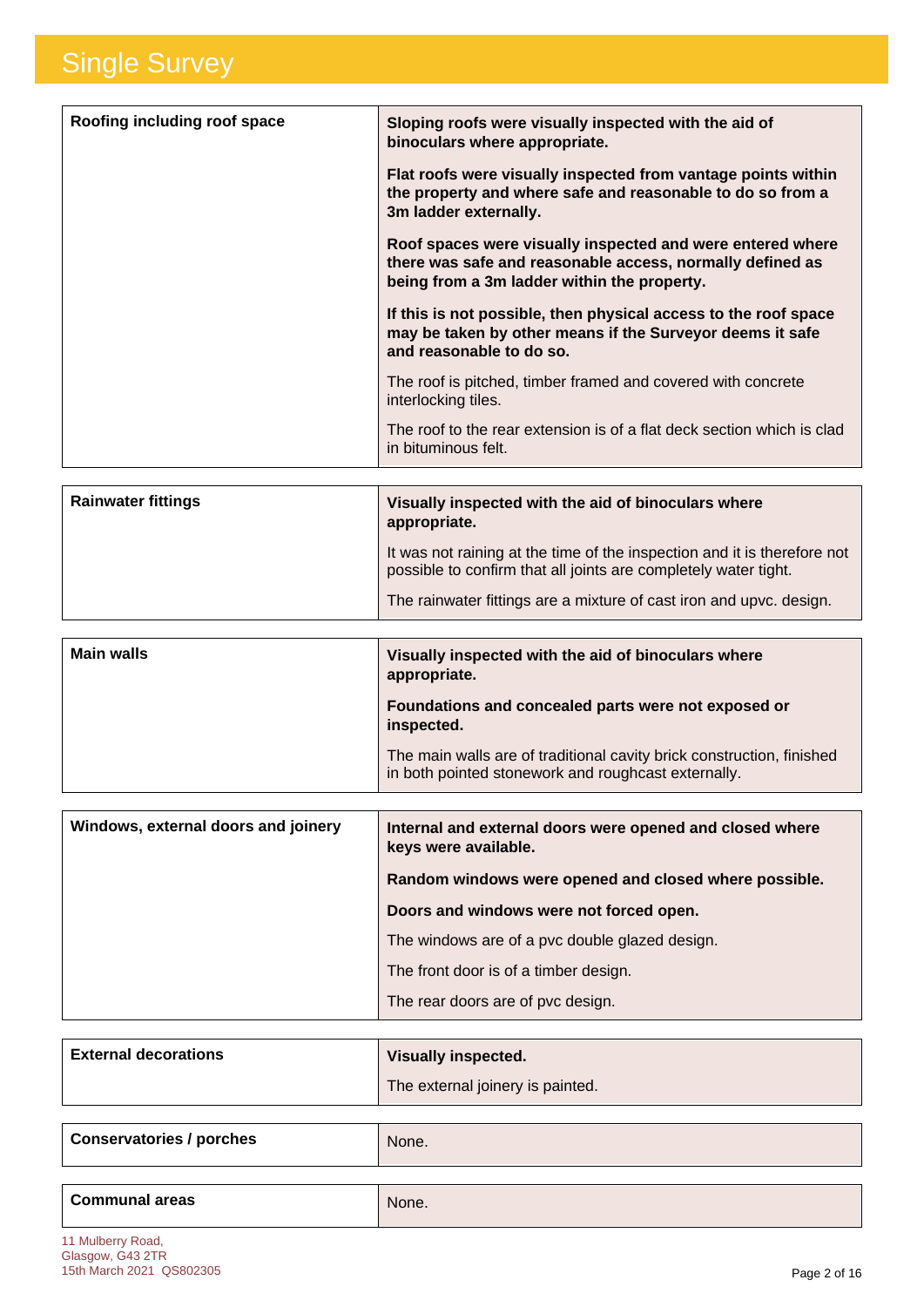# Single Survey

| | |
|---|---|
| **Roofing including roof space** | **Sloping roofs were visually inspected with the aid of binoculars where appropriate.**<br><br>**Flat roofs were visually inspected from vantage points within the property and where safe and reasonable to do so from a 3m ladder externally.**<br><br>**Roof spaces were visually inspected and were entered where there was safe and reasonable access, normally defined as being from a 3m ladder within the property.**<br><br>**If this is not possible, then physical access to the roof space may be taken by other means if the Surveyor deems it safe and reasonable to do so.**<br><br>The roof is pitched, timber framed and covered with concrete interlocking tiles.<br><br>The roof to the rear extension is of a flat deck section which is clad in bituminous felt. |

| | |
|---|---|
| **Rainwater fittings** | **Visually inspected with the aid of binoculars where appropriate.**<br><br>It was not raining at the time of the inspection and it is therefore not possible to confirm that all joints are completely water tight.<br><br>The rainwater fittings are a mixture of cast iron and upvc. design. |

| | |
|---|---|
| **Main walls** | **Visually inspected with the aid of binoculars where appropriate.**<br><br>**Foundations and concealed parts were not exposed or inspected.**<br><br>The main walls are of traditional cavity brick construction, finished in both pointed stonework and roughcast externally. |

| | |
|---|---|
| **Windows, external doors and joinery** | **Internal and external doors were opened and closed where keys were available.**<br><br>**Random windows were opened and closed where possible.**<br><br>**Doors and windows were not forced open.**<br><br>The windows are of a pvc double glazed design.<br><br>The front door is of a timber design.<br><br>The rear doors are of pvc design. |

| | |
|---|---|
| **External decorations** | **Visually inspected.**<br><br>The external joinery is painted. |

| | |
|---|---|
| **Conservatories / porches** | None. |

| | |
|---|---|
| **Communal areas** | None. |

11 Mulberry Road,
Glasgow, G43 2TR
15th March 2021 QS802305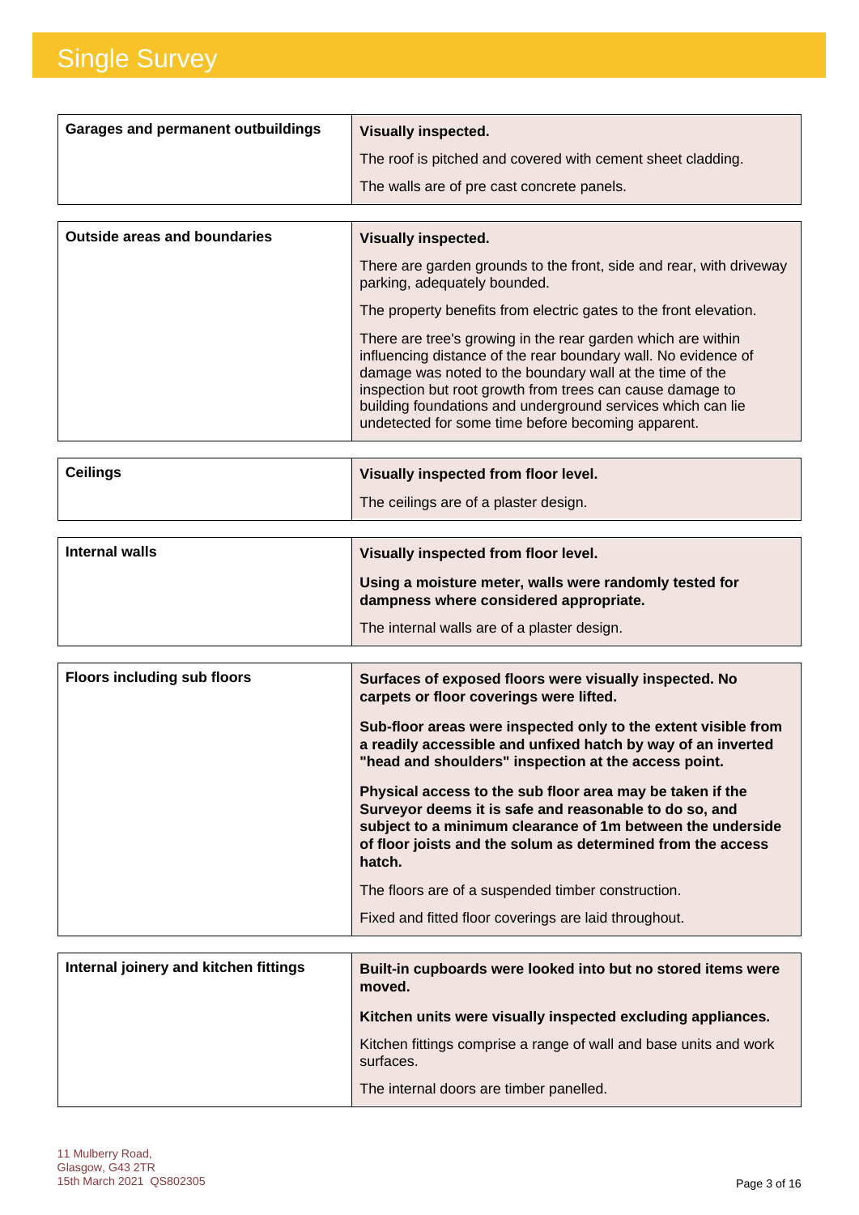| | |
|---|---|
| **Garages and permanent outbuildings** | **Visually inspected.**<br><br>The roof is pitched and covered with cement sheet cladding.<br><br>The walls are of pre cast concrete panels. |

| | |
|---|---|
| **Outside areas and boundaries** | **Visually inspected.**<br><br>There are garden grounds to the front, side and rear, with driveway parking, adequately bounded.<br><br>The property benefits from electric gates to the front elevation.<br><br>There are tree's growing in the rear garden which are within influencing distance of the rear boundary wall. No evidence of damage was noted to the boundary wall at the time of the inspection but root growth from trees can cause damage to building foundations and underground services which can lie undetected for some time before becoming apparent. |

| | |
|---|---|
| **Ceilings** | **Visually inspected from floor level.**<br><br>The ceilings are of a plaster design. |

| | |
|---|---|
| **Internal walls** | **Visually inspected from floor level.**<br><br>**Using a moisture meter, walls were randomly tested for dampness where considered appropriate.**<br><br>The internal walls are of a plaster design. |

| | |
|---|---|
| **Floors including sub floors** | **Surfaces of exposed floors were visually inspected. No carpets or floor coverings were lifted.**<br><br>**Sub-floor areas were inspected only to the extent visible from a readily accessible and unfixed hatch by way of an inverted "head and shoulders" inspection at the access point.**<br><br>**Physical access to the sub floor area may be taken if the Surveyor deems it is safe and reasonable to do so, and subject to a minimum clearance of 1m between the underside of floor joists and the solum as determined from the access hatch.**<br><br>The floors are of a suspended timber construction.<br><br>Fixed and fitted floor coverings are laid throughout. |

| | |
|---|---|
| **Internal joinery and kitchen fittings** | **Built-in cupboards were looked into but no stored items were moved.**<br><br>**Kitchen units were visually inspected excluding appliances.**<br><br>Kitchen fittings comprise a range of wall and base units and work surfaces.<br><br>The internal doors are timber panelled. |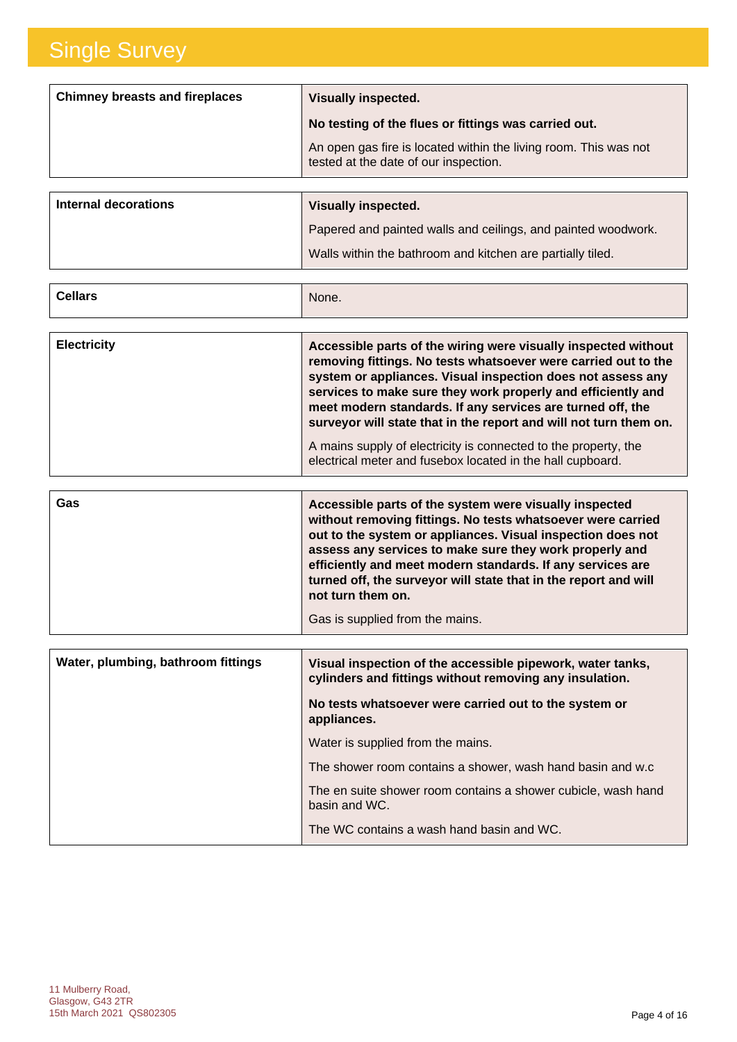# Single Survey

| Chimney breasts and fireplaces | **Visually inspected.**<br><br>**No testing of the flues or fittings was carried out.**<br><br>An open gas fire is located within the living room. This was not tested at the date of our inspection. |
|---|---|

| Internal decorations | **Visually inspected.**<br><br>Papered and painted walls and ceilings, and painted woodwork.<br><br>Walls within the bathroom and kitchen are partially tiled. |
|---|---|

| Cellars | None. |
|---|---|

| Electricity | **Accessible parts of the wiring were visually inspected without removing fittings. No tests whatsoever were carried out to the system or appliances. Visual inspection does not assess any services to make sure they work properly and efficiently and meet modern standards. If any services are turned off, the surveyor will state that in the report and will not turn them on.**<br><br>A mains supply of electricity is connected to the property, the electrical meter and fusebox located in the hall cupboard. |
|---|---|

| Gas | **Accessible parts of the system were visually inspected without removing fittings. No tests whatsoever were carried out to the system or appliances. Visual inspection does not assess any services to make sure they work properly and efficiently and meet modern standards. If any services are turned off, the surveyor will state that in the report and will not turn them on.**<br><br>Gas is supplied from the mains. |
|---|---|

| Water, plumbing, bathroom fittings | **Visual inspection of the accessible pipework, water tanks, cylinders and fittings without removing any insulation.**<br><br>**No tests whatsoever were carried out to the system or appliances.**<br><br>Water is supplied from the mains.<br><br>The shower room contains a shower, wash hand basin and w.c<br><br>The en suite shower room contains a shower cubicle, wash hand basin and WC.<br><br>The WC contains a wash hand basin and WC. |
|---|---|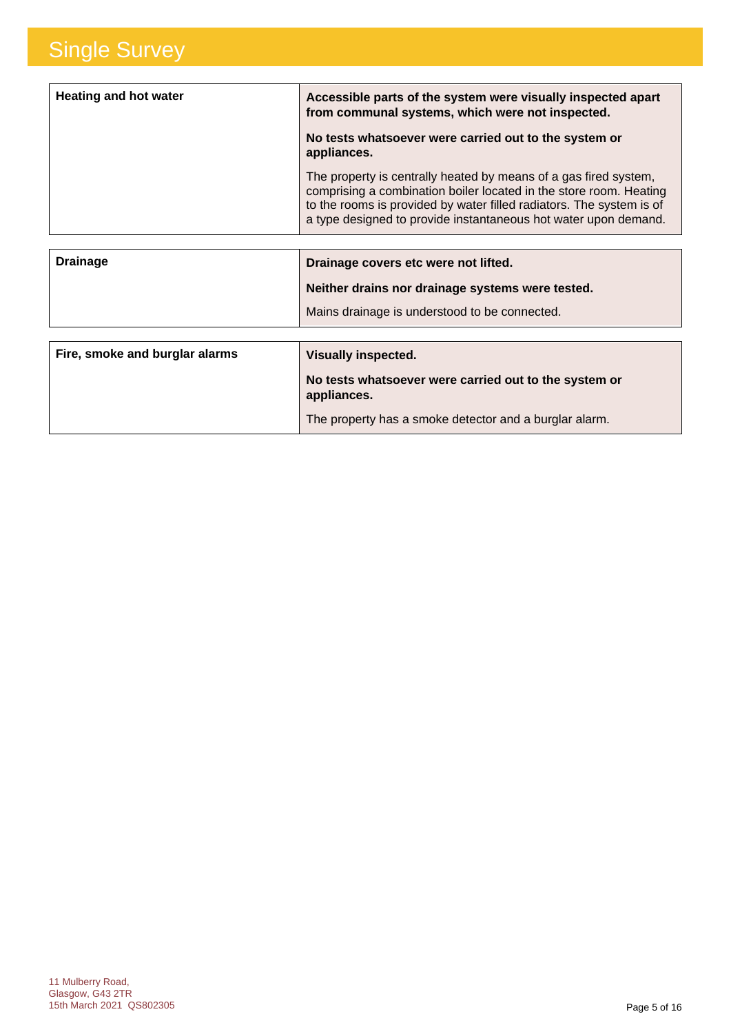| Heating and hot water | **Accessible parts of the system were visually inspected apart from communal systems, which were not inspected.**<br><br>**No tests whatsoever were carried out to the system or appliances.**<br><br>The property is centrally heated by means of a gas fired system, comprising a combination boiler located in the store room. Heating to the rooms is provided by water filled radiators. The system is of a type designed to provide instantaneous hot water upon demand. |
|---|---|

| Drainage | **Drainage covers etc were not lifted.**<br><br>**Neither drains nor drainage systems were tested.**<br><br>Mains drainage is understood to be connected. |
|---|---|

| Fire, smoke and burglar alarms | **Visually inspected.**<br><br>**No tests whatsoever were carried out to the system or appliances.**<br><br>The property has a smoke detector and a burglar alarm. |
|---|---|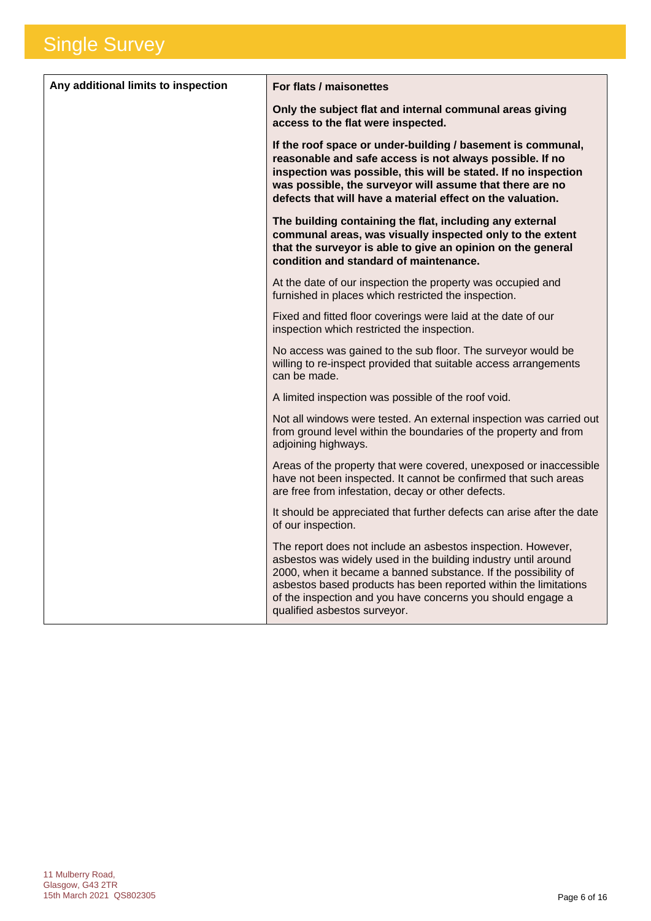| Any additional limits to inspection | **For flats / maisonettes**<br><br>**Only the subject flat and internal communal areas giving access to the flat were inspected.**<br><br>**If the roof space or under-building / basement is communal, reasonable and safe access is not always possible. If no inspection was possible, this will be stated. If no inspection was possible, the surveyor will assume that there are no defects that will have a material effect on the valuation.**<br><br>**The building containing the flat, including any external communal areas, was visually inspected only to the extent that the surveyor is able to give an opinion on the general condition and standard of maintenance.**<br><br>At the date of our inspection the property was occupied and furnished in places which restricted the inspection.<br><br>Fixed and fitted floor coverings were laid at the date of our inspection which restricted the inspection.<br><br>No access was gained to the sub floor. The surveyor would be willing to re-inspect provided that suitable access arrangements can be made.<br><br>A limited inspection was possible of the roof void.<br><br>Not all windows were tested. An external inspection was carried out from ground level within the boundaries of the property and from adjoining highways.<br><br>Areas of the property that were covered, unexposed or inaccessible have not been inspected. It cannot be confirmed that such areas are free from infestation, decay or other defects.<br><br>It should be appreciated that further defects can arise after the date of our inspection.<br><br>The report does not include an asbestos inspection. However, asbestos was widely used in the building industry until around 2000, when it became a banned substance. If the possibility of asbestos based products has been reported within the limitations of the inspection and you have concerns you should engage a qualified asbestos surveyor. |
|---|---|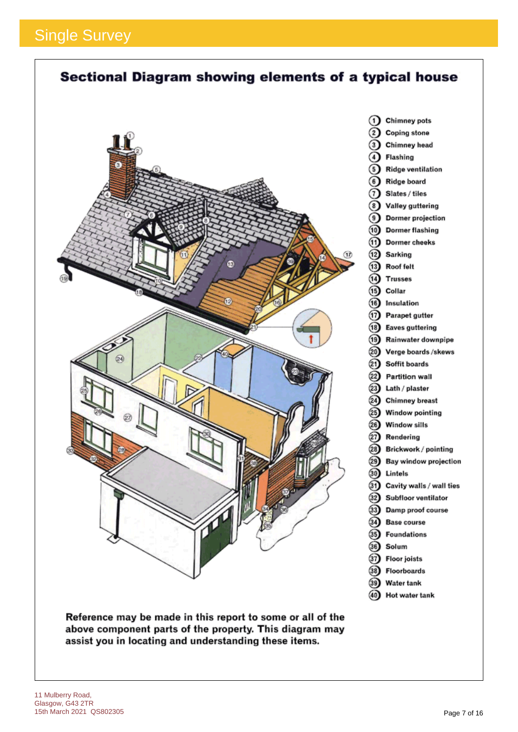## Sectional Diagram showing elements of a typical house

1. Chimney pots
2. Coping stone
3. Chimney head
4. Flashing
5. Ridge ventilation
6. Ridge board
7. Slates / tiles
8. Valley guttering
9. Dormer projection
10. Dormer flashing
11. Dormer cheeks
12. Sarking
13. Roof felt
14. Trusses
15. Collar
16. Insulation
17. Parapet gutter
18. Eaves guttering
19. Rainwater downpipe
20. Verge boards /skews
21. Soffit boards
22. Partition wall
23. Lath / plaster
24. Chimney breast
25. Window pointing
26. Window sills
27. Rendering
28. Brickwork / pointing
29. Bay window projection
30. Lintels
31. Cavity walls / wall ties
32. Subfloor ventilator
33. Damp proof course
34. Base course
35. Foundations
36. Solum
37. Floor joists
38. Floorboards
39. Water tank
40. Hot water tank

**Reference may be made in this report to some or all of the above component parts of the property. This diagram may assist you in locating and understanding these items.**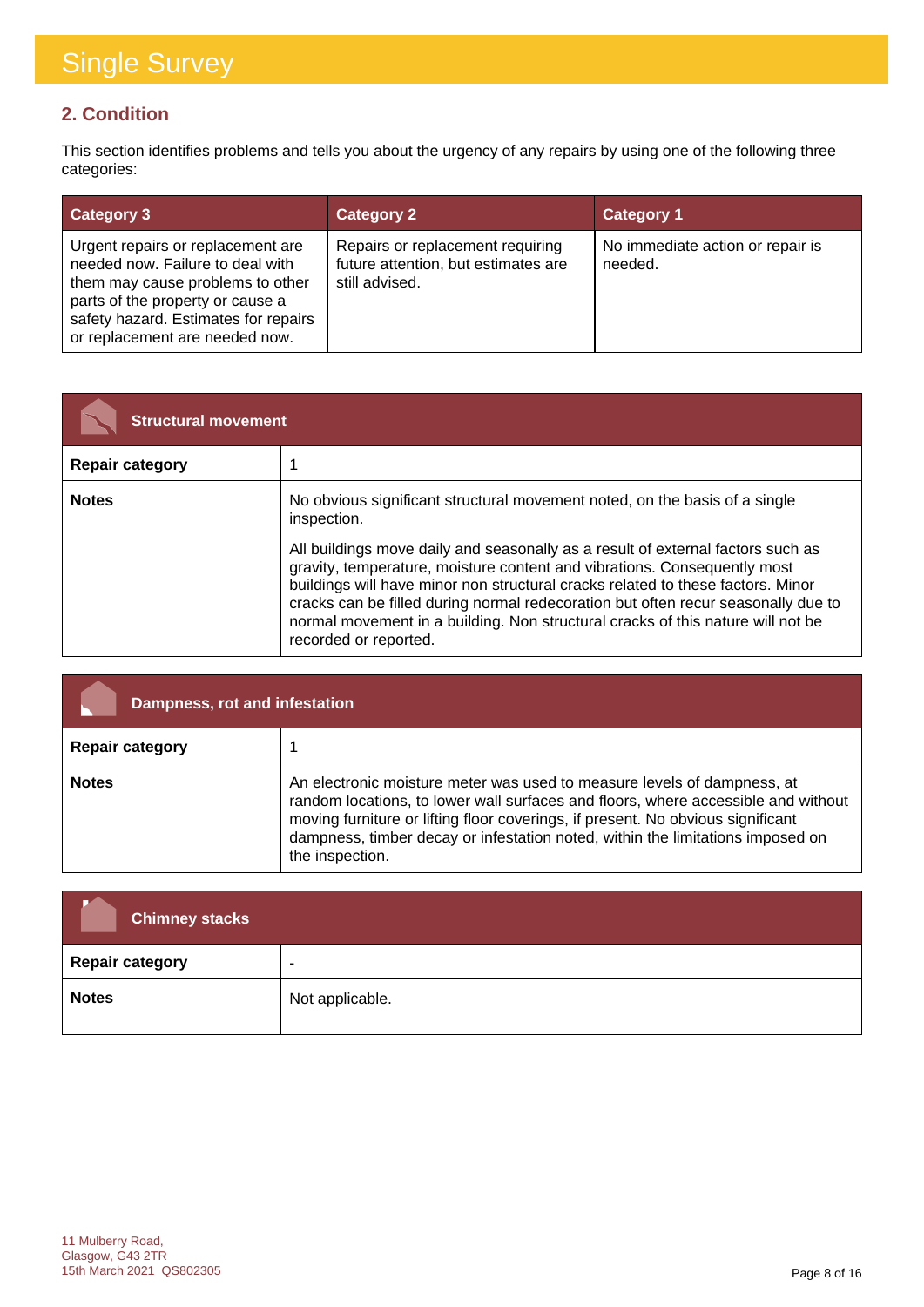## 2. Condition

This section identifies problems and tells you about the urgency of any repairs by using one of the following three categories:

| Category 3 | Category 2 | Category 1 |
|---|---|---|
| Urgent repairs or replacement are needed now. Failure to deal with them may cause problems to other parts of the property or cause a safety hazard. Estimates for repairs or replacement are needed now. | Repairs or replacement requiring future attention, but estimates are still advised. | No immediate action or repair is needed. |

| Structural movement | |
|---|---|
| **Repair category** | 1 |
| **Notes** | No obvious significant structural movement noted, on the basis of a single inspection.<br><br>All buildings move daily and seasonally as a result of external factors such as gravity, temperature, moisture content and vibrations. Consequently most buildings will have minor non structural cracks related to these factors. Minor cracks can be filled during normal redecoration but often recur seasonally due to normal movement in a building. Non structural cracks of this nature will not be recorded or reported. |

| Dampness, rot and infestation | |
|---|---|
| **Repair category** | 1 |
| **Notes** | An electronic moisture meter was used to measure levels of dampness, at random locations, to lower wall surfaces and floors, where accessible and without moving furniture or lifting floor coverings, if present. No obvious significant dampness, timber decay or infestation noted, within the limitations imposed on the inspection. |

| Chimney stacks | |
|---|---|
| **Repair category** | - |
| **Notes** | Not applicable. |

11 Mulberry Road,
Glasgow, G43 2TR
15th March 2021 QS802305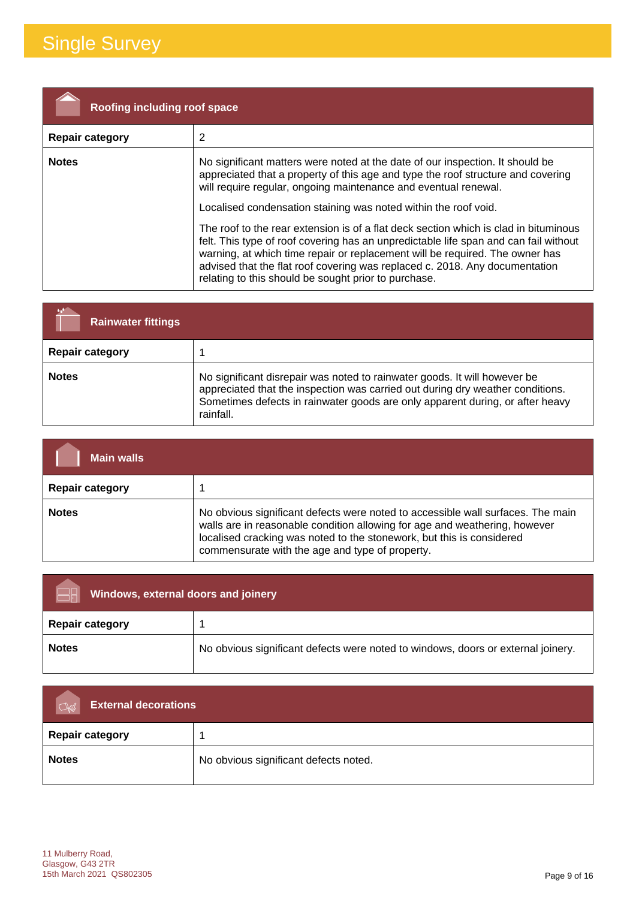## Roofing including roof space

| Repair category | 2 |
|---|---|
| **Notes** | No significant matters were noted at the date of our inspection. It should be appreciated that a property of this age and type the roof structure and covering will require regular, ongoing maintenance and eventual renewal.<br><br>Localised condensation staining was noted within the roof void.<br><br>The roof to the rear extension is of a flat deck section which is clad in bituminous felt. This type of roof covering has an unpredictable life span and can fail without warning, at which time repair or replacement will be required. The owner has advised that the flat roof covering was replaced c. 2018. Any documentation relating to this should be sought prior to purchase. |

## Rainwater fittings

| Repair category | 1 |
|---|---|
| **Notes** | No significant disrepair was noted to rainwater goods. It will however be appreciated that the inspection was carried out during dry weather conditions. Sometimes defects in rainwater goods are only apparent during, or after heavy rainfall. |

## Main walls

| Repair category | 1 |
|---|---|
| **Notes** | No obvious significant defects were noted to accessible wall surfaces. The main walls are in reasonable condition allowing for age and weathering, however localised cracking was noted to the stonework, but this is considered commensurate with the age and type of property. |

## Windows, external doors and joinery

| Repair category | 1 |
|---|---|
| **Notes** | No obvious significant defects were noted to windows, doors or external joinery. |

## External decorations

| Repair category | 1 |
|---|---|
| **Notes** | No obvious significant defects noted. |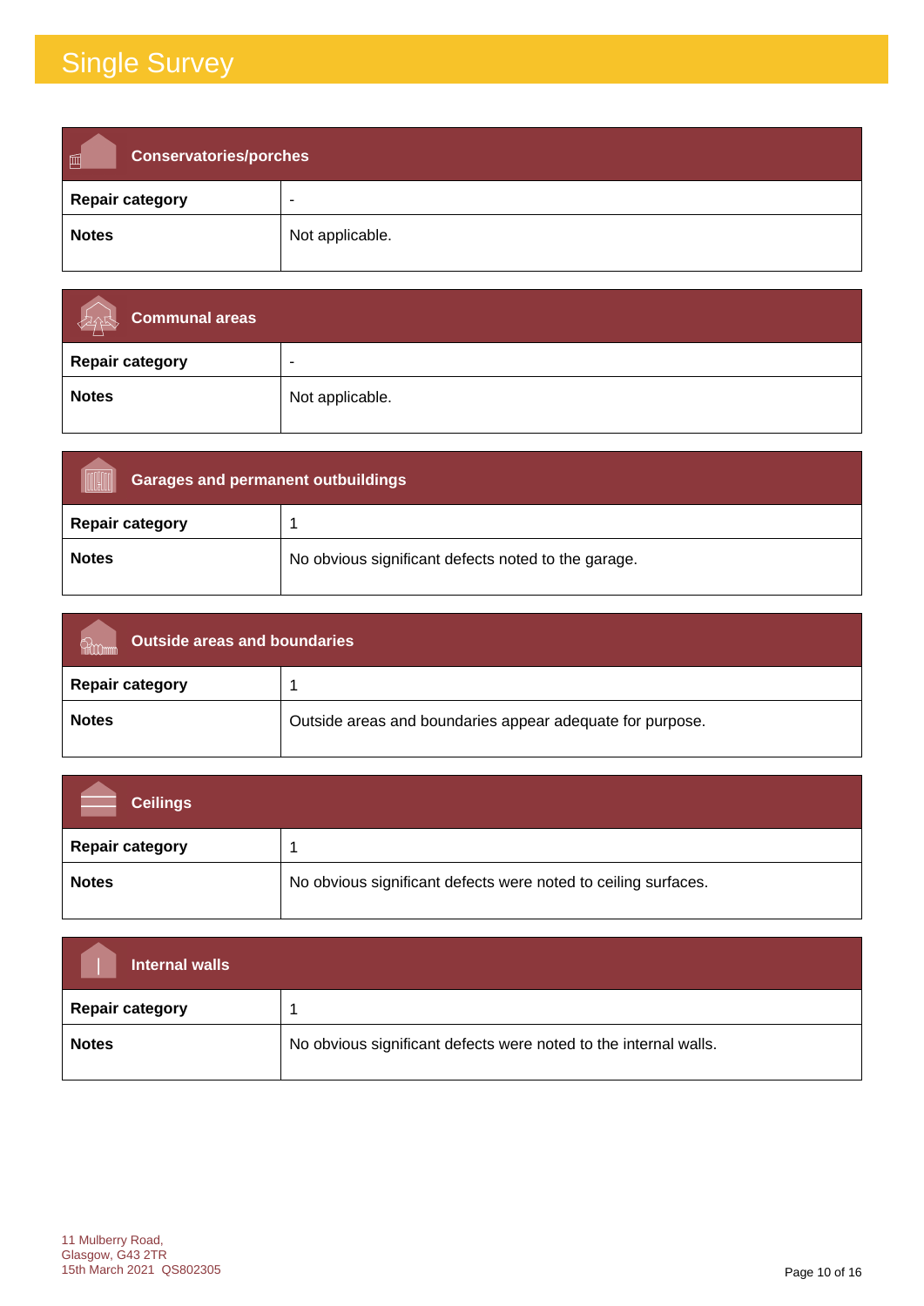# Single Survey

| Conservatories/porches | |
|---|---|
| **Repair category** | - |
| **Notes** | Not applicable. |

| Communal areas | |
|---|---|
| **Repair category** | - |
| **Notes** | Not applicable. |

| Garages and permanent outbuildings | |
|---|---|
| **Repair category** | 1 |
| **Notes** | No obvious significant defects noted to the garage. |

| Outside areas and boundaries | |
|---|---|
| **Repair category** | 1 |
| **Notes** | Outside areas and boundaries appear adequate for purpose. |

| Ceilings | |
|---|---|
| **Repair category** | 1 |
| **Notes** | No obvious significant defects were noted to ceiling surfaces. |

| Internal walls | |
|---|---|
| **Repair category** | 1 |
| **Notes** | No obvious significant defects were noted to the internal walls. |

11 Mulberry Road,
Glasgow, G43 2TR
15th March 2021 QS802305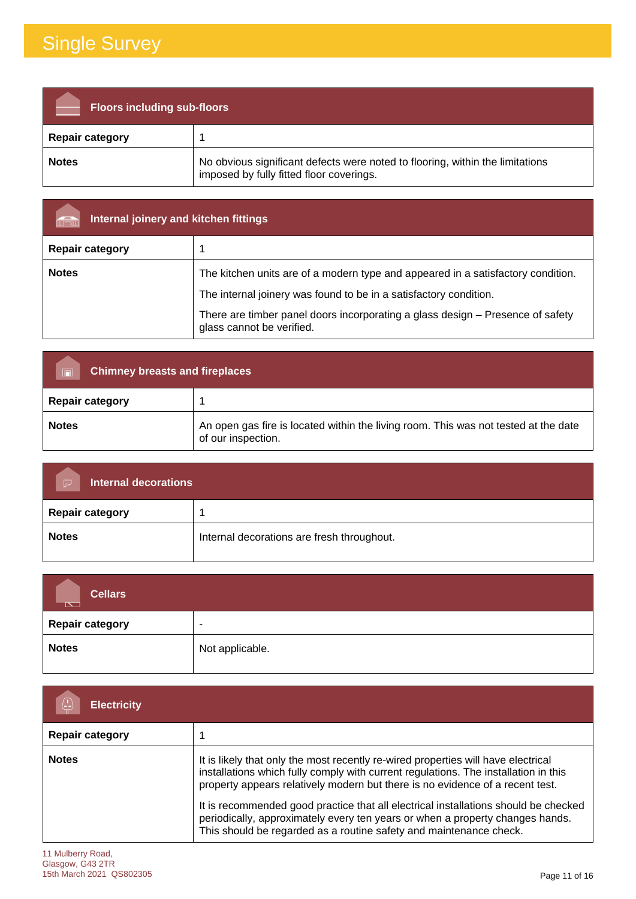# Single Survey

| **Floors including sub-floors** | |
|---|---|
| **Repair category** | 1 |
| **Notes** | No obvious significant defects were noted to flooring, within the limitations imposed by fully fitted floor coverings. |

| **Internal joinery and kitchen fittings** | |
|---|---|
| **Repair category** | 1 |
| **Notes** | The kitchen units are of a modern type and appeared in a satisfactory condition.<br><br>The internal joinery was found to be in a satisfactory condition.<br><br>There are timber panel doors incorporating a glass design – Presence of safety glass cannot be verified. |

| **Chimney breasts and fireplaces** | |
|---|---|
| **Repair category** | 1 |
| **Notes** | An open gas fire is located within the living room. This was not tested at the date of our inspection. |

| **Internal decorations** | |
|---|---|
| **Repair category** | 1 |
| **Notes** | Internal decorations are fresh throughout. |

| **Cellars** | |
|---|---|
| **Repair category** | - |
| **Notes** | Not applicable. |

| **Electricity** | |
|---|---|
| **Repair category** | 1 |
| **Notes** | It is likely that only the most recently re-wired properties will have electrical installations which fully comply with current regulations. The installation in this property appears relatively modern but there is no evidence of a recent test.<br><br>It is recommended good practice that all electrical installations should be checked periodically, approximately every ten years or when a property changes hands. This should be regarded as a routine safety and maintenance check. |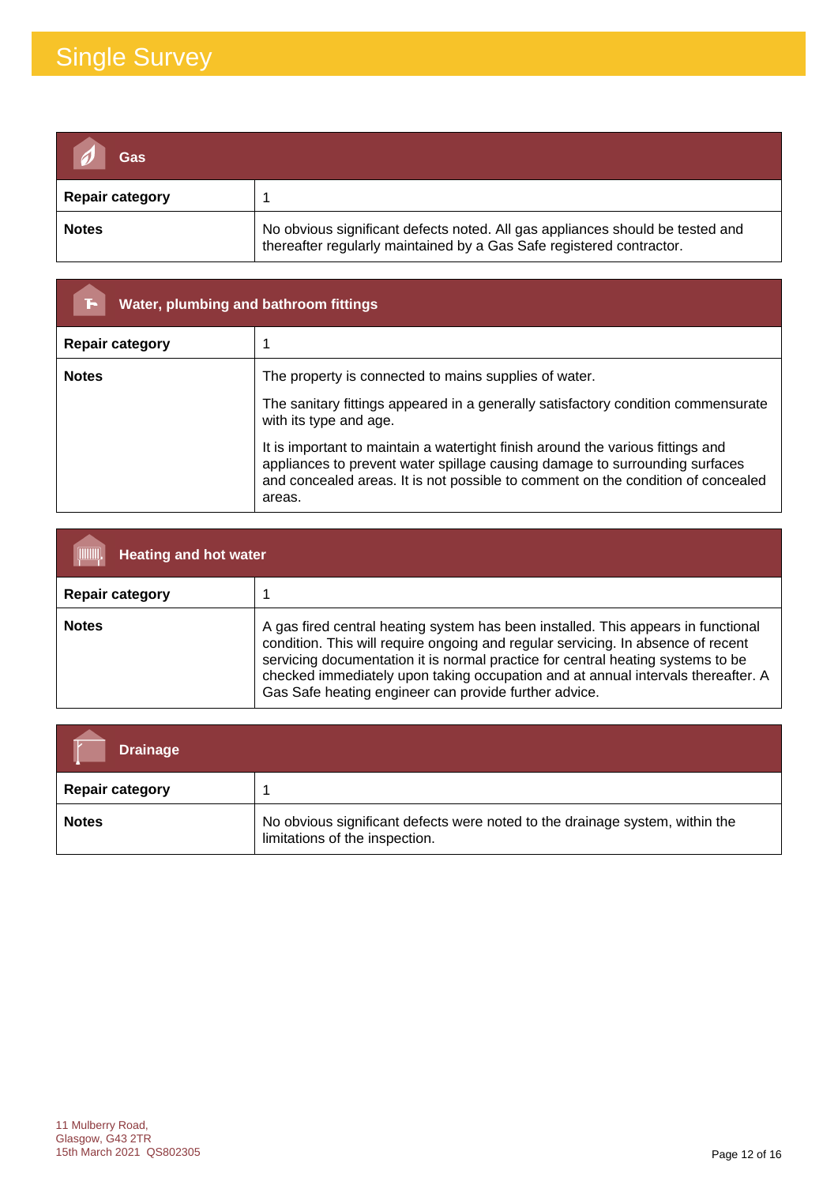# Single Survey

| Gas | |
|---|---|
| **Repair category** | 1 |
| **Notes** | No obvious significant defects noted. All gas appliances should be tested and thereafter regularly maintained by a Gas Safe registered contractor. |

| Water, plumbing and bathroom fittings | |
|---|---|
| **Repair category** | 1 |
| **Notes** | The property is connected to mains supplies of water.<br><br>The sanitary fittings appeared in a generally satisfactory condition commensurate with its type and age.<br><br>It is important to maintain a watertight finish around the various fittings and appliances to prevent water spillage causing damage to surrounding surfaces and concealed areas. It is not possible to comment on the condition of concealed areas. |

| Heating and hot water | |
|---|---|
| **Repair category** | 1 |
| **Notes** | A gas fired central heating system has been installed. This appears in functional condition. This will require ongoing and regular servicing. In absence of recent servicing documentation it is normal practice for central heating systems to be checked immediately upon taking occupation and at annual intervals thereafter. A Gas Safe heating engineer can provide further advice. |

| Drainage | |
|---|---|
| **Repair category** | 1 |
| **Notes** | No obvious significant defects were noted to the drainage system, within the limitations of the inspection. |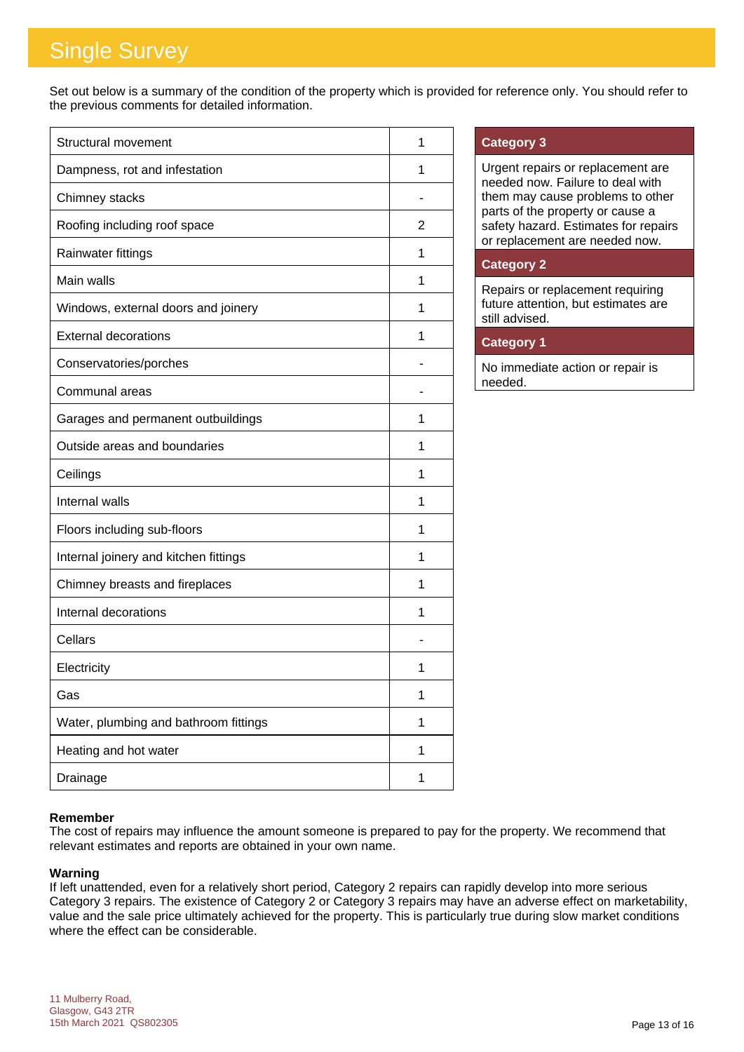# Single Survey

Set out below is a summary of the condition of the property which is provided for reference only. You should refer to the previous comments for detailed information.

| | |
|---|---|
| Structural movement | 1 |
| Dampness, rot and infestation | 1 |
| Chimney stacks | - |
| Roofing including roof space | 2 |
| Rainwater fittings | 1 |
| Main walls | 1 |
| Windows, external doors and joinery | 1 |
| External decorations | 1 |
| Conservatories/porches | - |
| Communal areas | - |
| Garages and permanent outbuildings | 1 |
| Outside areas and boundaries | 1 |
| Ceilings | 1 |
| Internal walls | 1 |
| Floors including sub-floors | 1 |
| Internal joinery and kitchen fittings | 1 |
| Chimney breasts and fireplaces | 1 |
| Internal decorations | 1 |
| Cellars | - |
| Electricity | 1 |
| Gas | 1 |
| Water, plumbing and bathroom fittings | 1 |
| Heating and hot water | 1 |
| Drainage | 1 |

| Category 3 |
|---|
| Urgent repairs or replacement are needed now. Failure to deal with them may cause problems to other parts of the property or cause a safety hazard. Estimates for repairs or replacement are needed now. |
| **Category 2** |
| Repairs or replacement requiring future attention, but estimates are still advised. |
| **Category 1** |
| No immediate action or repair is needed. |

**Remember**
The cost of repairs may influence the amount someone is prepared to pay for the property. We recommend that relevant estimates and reports are obtained in your own name.

**Warning**
If left unattended, even for a relatively short period, Category 2 repairs can rapidly develop into more serious Category 3 repairs. The existence of Category 2 or Category 3 repairs may have an adverse effect on marketability, value and the sale price ultimately achieved for the property. This is particularly true during slow market conditions where the effect can be considerable.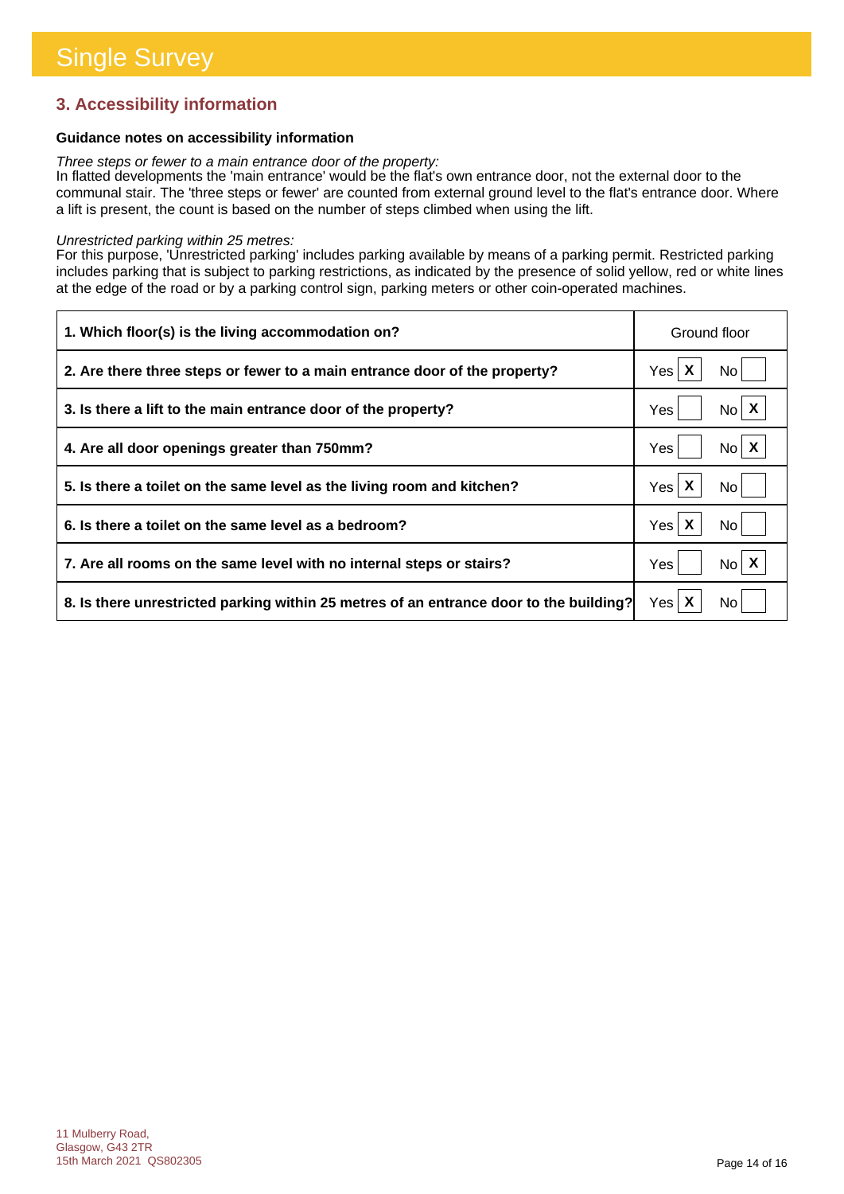# Single Survey

## 3. Accessibility information

**Guidance notes on accessibility information**

*Three steps or fewer to a main entrance door of the property:*
In flatted developments the 'main entrance' would be the flat's own entrance door, not the external door to the communal stair. The 'three steps or fewer' are counted from external ground level to the flat's entrance door. Where a lift is present, the count is based on the number of steps climbed when using the lift.

*Unrestricted parking within 25 metres:*
For this purpose, 'Unrestricted parking' includes parking available by means of a parking permit. Restricted parking includes parking that is subject to parking restrictions, as indicated by the presence of solid yellow, red or white lines at the edge of the road or by a parking control sign, parking meters or other coin-operated machines.

| Question | Answer |
|---|---|
| **1. Which floor(s) is the living accommodation on?** | Ground floor |
| **2. Are there three steps or fewer to a main entrance door of the property?** | Yes [X] No [ ] |
| **3. Is there a lift to the main entrance door of the property?** | Yes [ ] No [X] |
| **4. Are all door openings greater than 750mm?** | Yes [ ] No [X] |
| **5. Is there a toilet on the same level as the living room and kitchen?** | Yes [X] No [ ] |
| **6. Is there a toilet on the same level as a bedroom?** | Yes [X] No [ ] |
| **7. Are all rooms on the same level with no internal steps or stairs?** | Yes [ ] No [X] |
| **8. Is there unrestricted parking within 25 metres of an entrance door to the building?** | Yes [X] No [ ] |

11 Mulberry Road,
Glasgow, G43 2TR
15th March 2021 QS802305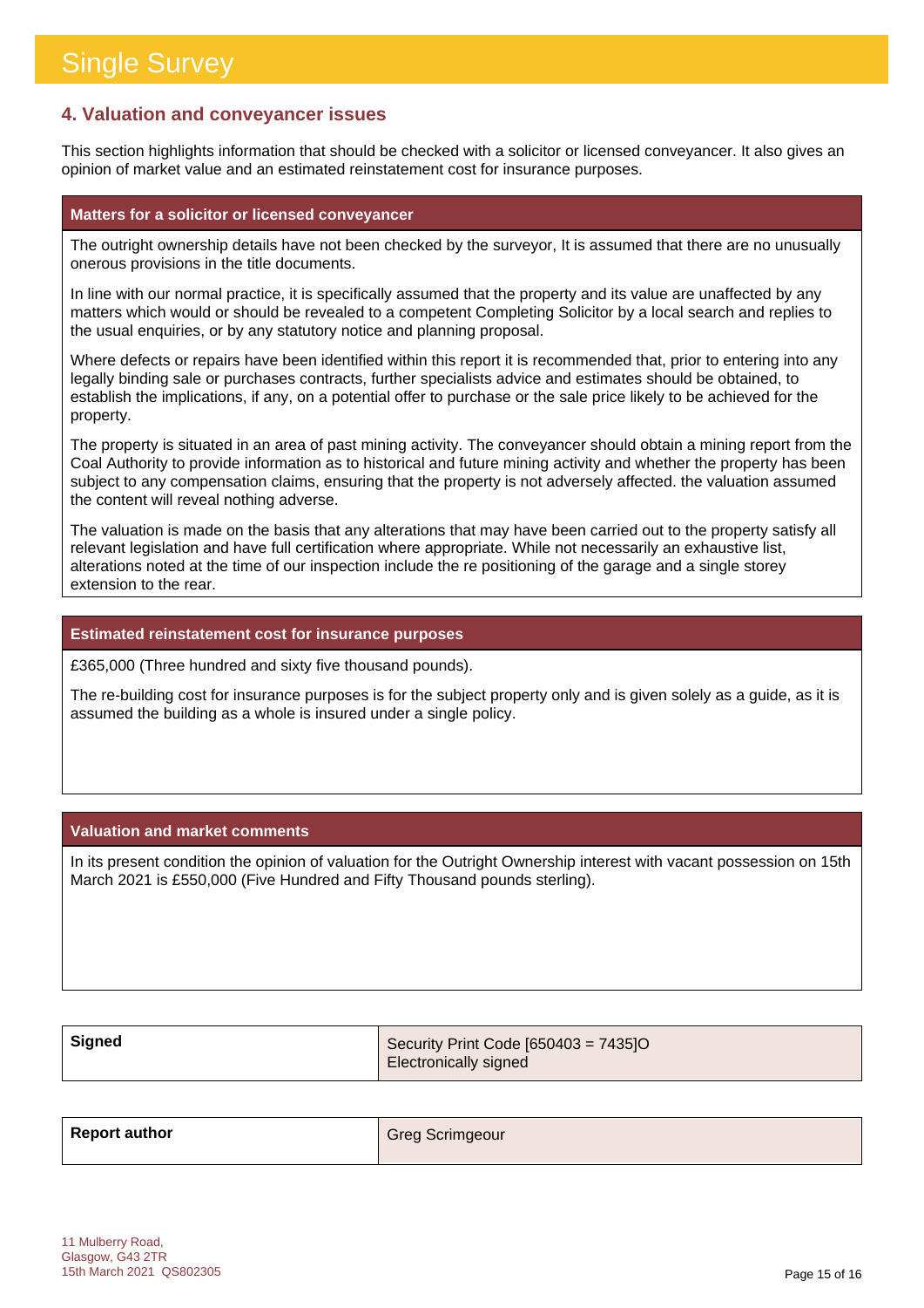## 4. Valuation and conveyancer issues

This section highlights information that should be checked with a solicitor or licensed conveyancer. It also gives an opinion of market value and an estimated reinstatement cost for insurance purposes.

### Matters for a solicitor or licensed conveyancer

The outright ownership details have not been checked by the surveyor, It is assumed that there are no unusually onerous provisions in the title documents.

In line with our normal practice, it is specifically assumed that the property and its value are unaffected by any matters which would or should be revealed to a competent Completing Solicitor by a local search and replies to the usual enquiries, or by any statutory notice and planning proposal.

Where defects or repairs have been identified within this report it is recommended that, prior to entering into any legally binding sale or purchases contracts, further specialists advice and estimates should be obtained, to establish the implications, if any, on a potential offer to purchase or the sale price likely to be achieved for the property.

The property is situated in an area of past mining activity. The conveyancer should obtain a mining report from the Coal Authority to provide information as to historical and future mining activity and whether the property has been subject to any compensation claims, ensuring that the property is not adversely affected. the valuation assumed the content will reveal nothing adverse.

The valuation is made on the basis that any alterations that may have been carried out to the property satisfy all relevant legislation and have full certification where appropriate. While not necessarily an exhaustive list, alterations noted at the time of our inspection include the re positioning of the garage and a single storey extension to the rear.

### Estimated reinstatement cost for insurance purposes

£365,000 (Three hundred and sixty five thousand pounds).

The re-building cost for insurance purposes is for the subject property only and is given solely as a guide, as it is assumed the building as a whole is insured under a single policy.

### Valuation and market comments

In its present condition the opinion of valuation for the Outright Ownership interest with vacant possession on 15th March 2021 is £550,000 (Five Hundred and Fifty Thousand pounds sterling).

| | |
|---|---|
| **Signed** | Security Print Code [650403 = 7435]O<br>Electronically signed |

| | |
|---|---|
| **Report author** | Greg Scrimgeour |

11 Mulberry Road,
Glasgow, G43 2TR
15th March 2021 QS802305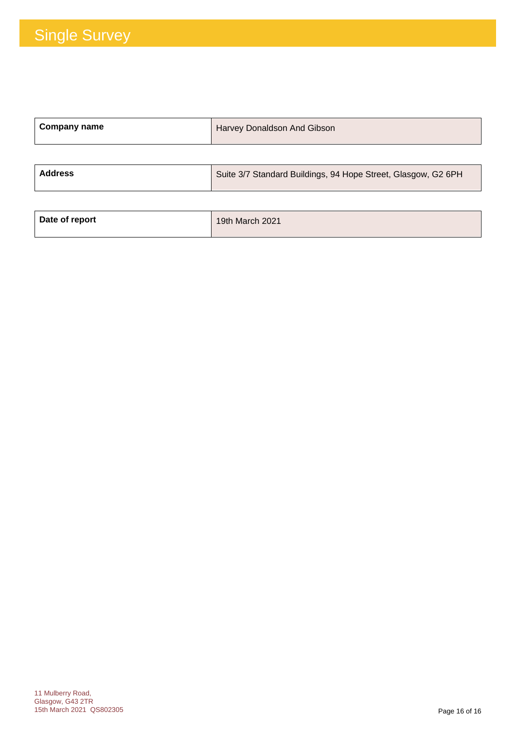# Single Survey

| Company name | Harvey Donaldson And Gibson |
| --- | --- |

| Address | Suite 3/7 Standard Buildings, 94 Hope Street, Glasgow, G2 6PH |
| --- | --- |

| Date of report | 19th March 2021 |
| --- | --- |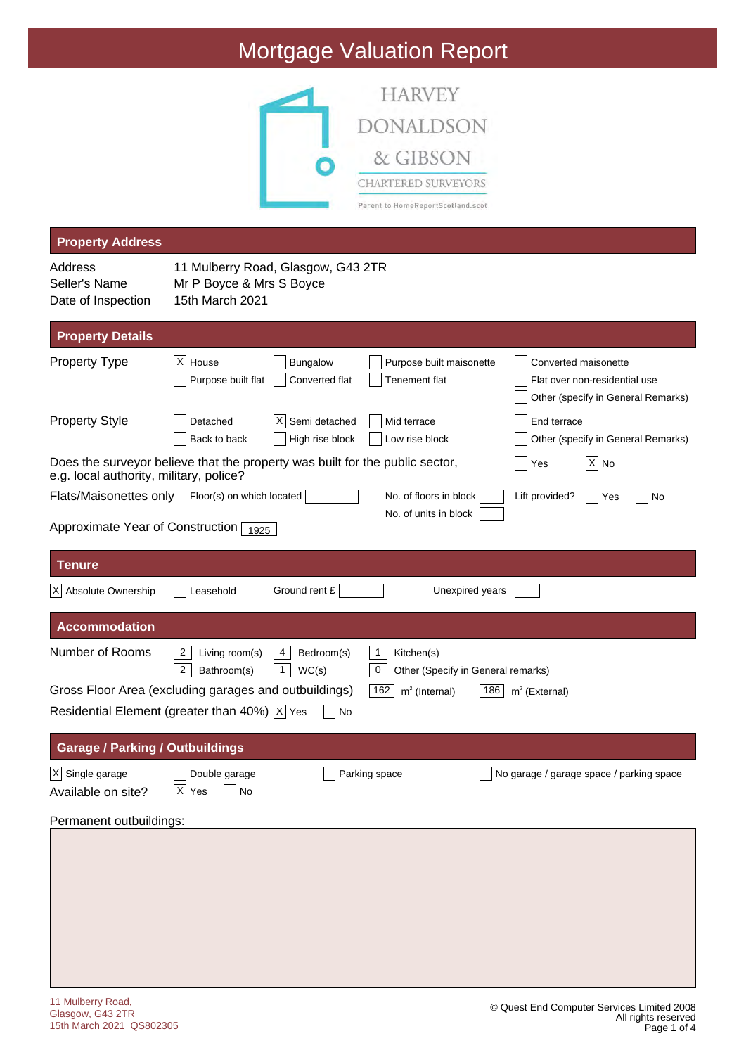# Mortgage Valuation Report

HARVEY DONALDSON & GIBSON
CHARTERED SURVEYORS
Parent to HomeReportScotland.scot

## Property Address

| | |
|---|---|
| Address | 11 Mulberry Road, Glasgow, G43 2TR |
| Seller's Name | Mr P Boyce & Mrs S Boyce |
| Date of Inspection | 15th March 2021 |

## Property Details

**Property Type**

- [X] House
- [ ] Bungalow
- [ ] Purpose built maisonette
- [ ] Converted maisonette
- [ ] Purpose built flat
- [ ] Converted flat
- [ ] Tenement flat
- [ ] Flat over non-residential use
- [ ] Other (specify in General Remarks)

**Property Style**

- [ ] Detached
- [X] Semi detached
- [ ] Mid terrace
- [ ] End terrace
- [ ] Back to back
- [ ] High rise block
- [ ] Low rise block
- [ ] Other (specify in General Remarks)

Does the surveyor believe that the property was built for the public sector, e.g. local authority, military, police? [ ] Yes [X] No

Flats/Maisonettes only — Floor(s) on which located: ___ No. of floors in block: ___ Lift provided? [ ] Yes [ ] No
No. of units in block: ___

Approximate Year of Construction: 1925

## Tenure

[X] Absolute Ownership [ ] Leasehold Ground rent £ ___ Unexpired years ___

## Accommodation

Number of Rooms: 2 Living room(s), 4 Bedroom(s), 1 Kitchen(s), 2 Bathroom(s), 1 WC(s), 0 Other (Specify in General remarks)

Gross Floor Area (excluding garages and outbuildings): 162 $m^2$ (Internal) 186 $m^2$ (External)

Residential Element (greater than 40%): [X] Yes [ ] No

## Garage / Parking / Outbuildings

- [X] Single garage
- [ ] Double garage
- [ ] Parking space
- [ ] No garage / garage space / parking space

Available on site? [X] Yes [ ] No

Permanent outbuildings: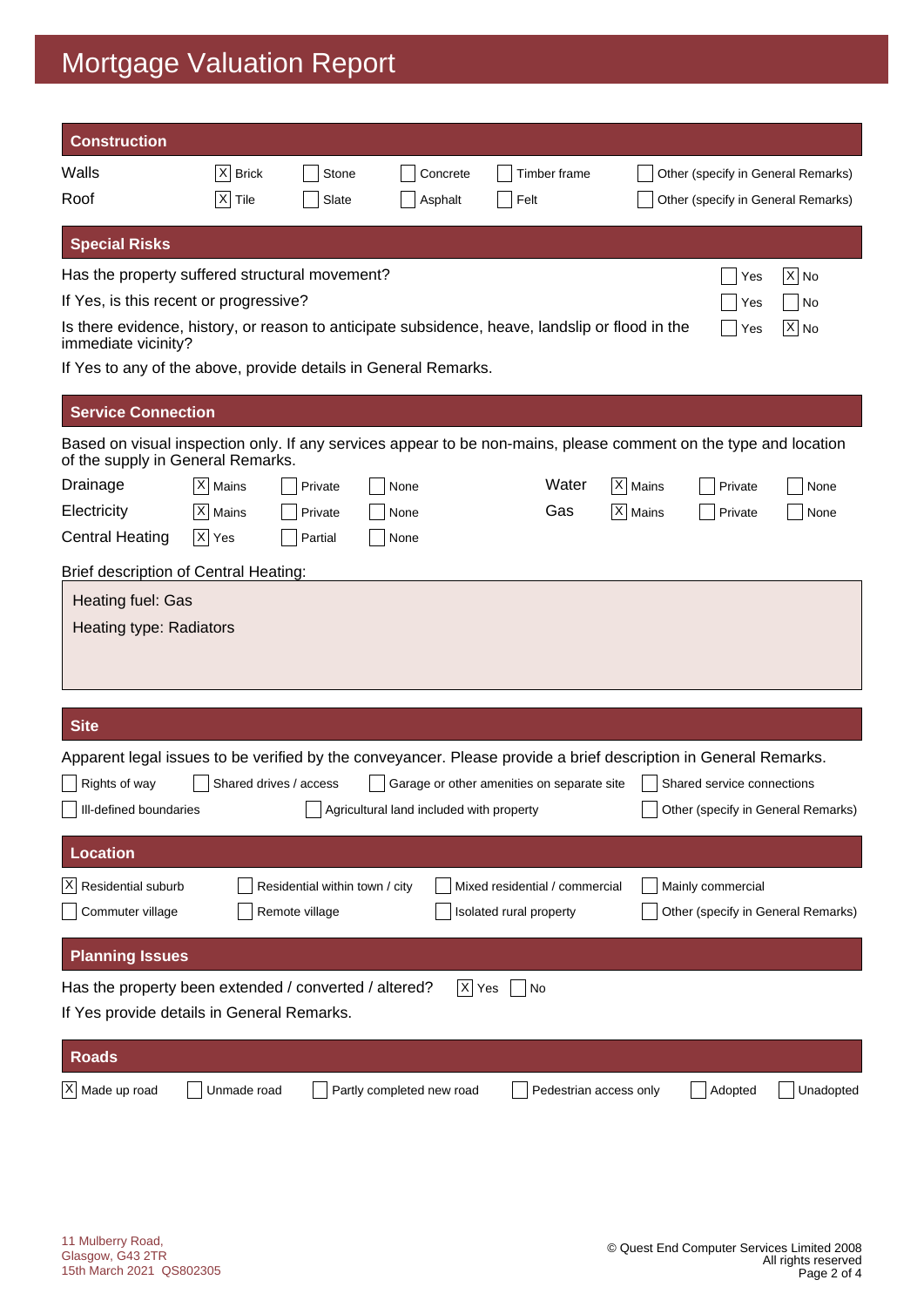# Mortgage Valuation Report

## Construction

| | | | | | |
|---|---|---|---|---|---|
| Walls | [X] Brick | [ ] Stone | [ ] Concrete | [ ] Timber frame | [ ] Other (specify in General Remarks) |
| Roof | [X] Tile | [ ] Slate | [ ] Asphalt | [ ] Felt | [ ] Other (specify in General Remarks) |

## Special Risks

| | | |
|---|---|---|
| Has the property suffered structural movement? | [ ] Yes | [X] No |
| If Yes, is this recent or progressive? | [ ] Yes | [ ] No |
| Is there evidence, history, or reason to anticipate subsidence, heave, landslip or flood in the immediate vicinity? | [ ] Yes | [X] No |

If Yes to any of the above, provide details in General Remarks.

## Service Connection

Based on visual inspection only. If any services appear to be non-mains, please comment on the type and location of the supply in General Remarks.

| | | | | | | | |
|---|---|---|---|---|---|---|---|
| Drainage | [X] Mains | [ ] Private | [ ] None | Water | [X] Mains | [ ] Private | [ ] None |
| Electricity | [X] Mains | [ ] Private | [ ] None | Gas | [X] Mains | [ ] Private | [ ] None |
| Central Heating | [X] Yes | [ ] Partial | [ ] None | | | | |

Brief description of Central Heating:

Heating fuel: Gas

Heating type: Radiators

## Site

Apparent legal issues to be verified by the conveyancer. Please provide a brief description in General Remarks.

- [ ] Rights of way
- [ ] Shared drives / access
- [ ] Garage or other amenities on separate site
- [ ] Shared service connections
- [ ] Ill-defined boundaries
- [ ] Agricultural land included with property
- [ ] Other (specify in General Remarks)

## Location

- [X] Residential suburb
- [ ] Residential within town / city
- [ ] Mixed residential / commercial
- [ ] Mainly commercial
- [ ] Commuter village
- [ ] Remote village
- [ ] Isolated rural property
- [ ] Other (specify in General Remarks)

## Planning Issues

Has the property been extended / converted / altered? [X] Yes [ ] No

If Yes provide details in General Remarks.

## Roads

- [X] Made up road
- [ ] Unmade road
- [ ] Partly completed new road
- [ ] Pedestrian access only
- [ ] Adopted
- [ ] Unadopted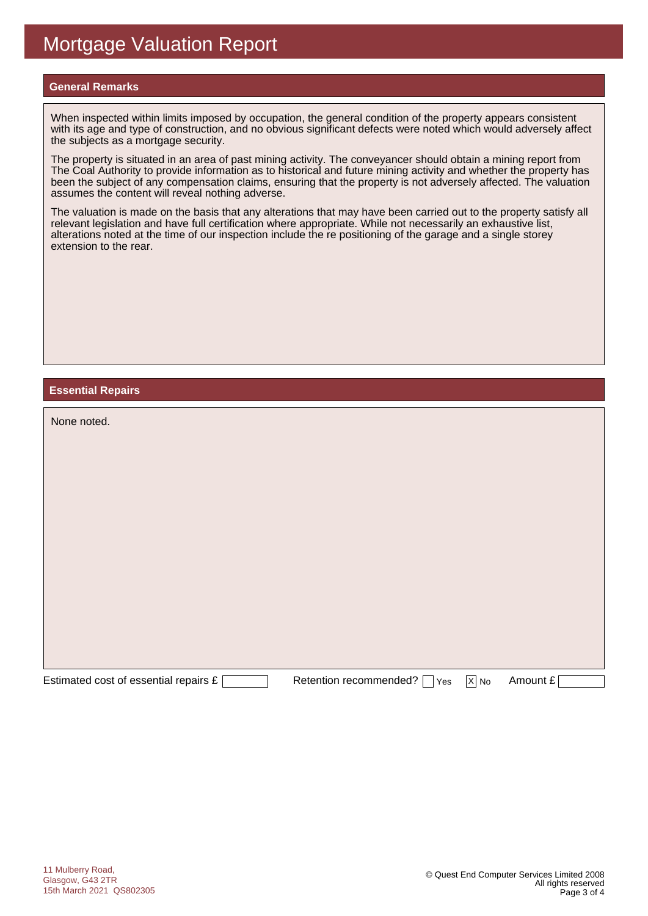# Mortgage Valuation Report

## General Remarks

When inspected within limits imposed by occupation, the general condition of the property appears consistent with its age and type of construction, and no obvious significant defects were noted which would adversely affect the subjects as a mortgage security.

The property is situated in an area of past mining activity. The conveyancer should obtain a mining report from The Coal Authority to provide information as to historical and future mining activity and whether the property has been the subject of any compensation claims, ensuring that the property is not adversely affected. The valuation assumes the content will reveal nothing adverse.

The valuation is made on the basis that any alterations that may have been carried out to the property satisfy all relevant legislation and have full certification where appropriate. While not necessarily an exhaustive list, alterations noted at the time of our inspection include the re positioning of the garage and a single storey extension to the rear.

## Essential Repairs

None noted.

Estimated cost of essential repairs £ [ ]    Retention recommended? [ ] Yes [X] No    Amount £ [ ]

11 Mulberry Road,
Glasgow, G43 2TR
15th March 2021 QS802305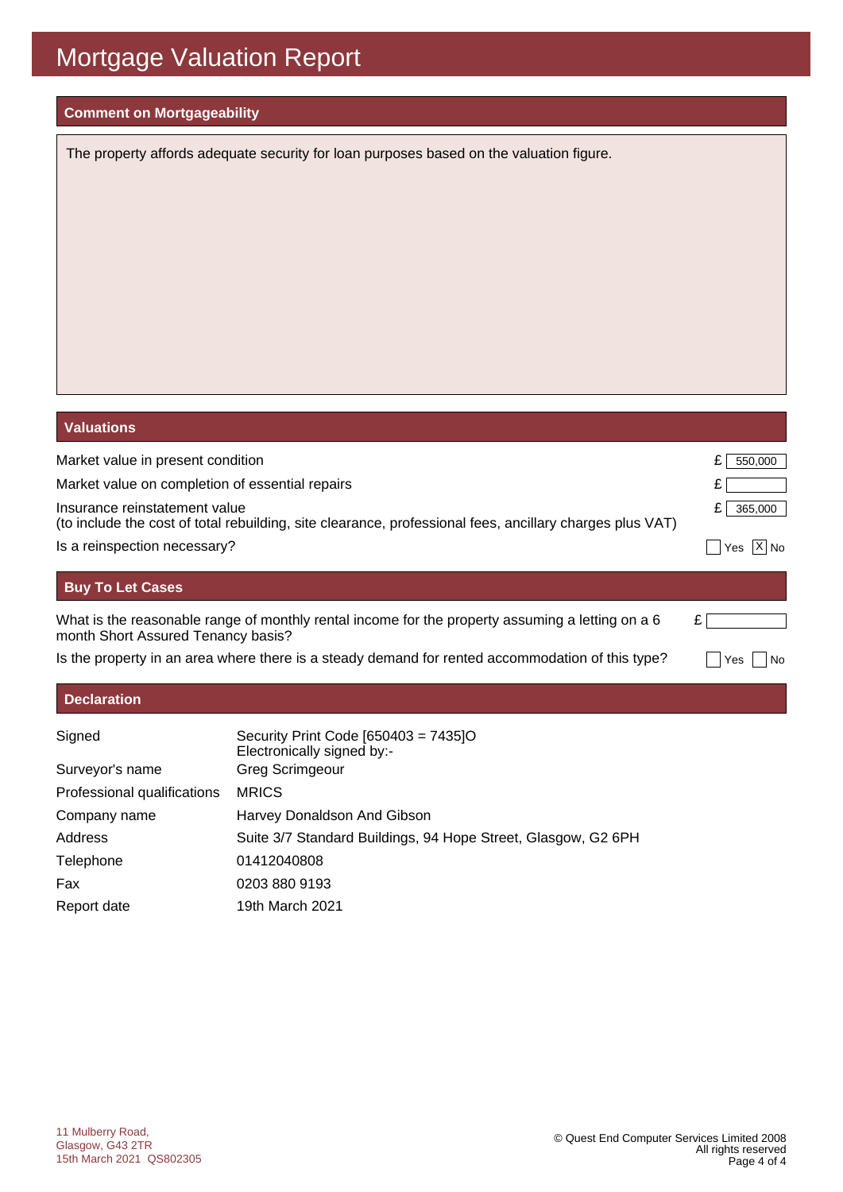# Mortgage Valuation Report

## Comment on Mortgageability

The property affords adequate security for loan purposes based on the valuation figure.

## Valuations

| | |
|---|---|
| Market value in present condition | £ 550,000 |
| Market value on completion of essential repairs | £ |
| Insurance reinstatement value (to include the cost of total rebuilding, site clearance, professional fees, ancillary charges plus VAT) | £ 365,000 |
| Is a reinspection necessary? | [ ] Yes [X] No |

## Buy To Let Cases

| | |
|---|---|
| What is the reasonable range of monthly rental income for the property assuming a letting on a 6 month Short Assured Tenancy basis? | £ |
| Is the property in an area where there is a steady demand for rented accommodation of this type? | [ ] Yes [ ] No |

## Declaration

| | |
|---|---|
| Signed | Security Print Code [650403 = 7435]O Electronically signed by:- |
| Surveyor's name | Greg Scrimgeour |
| Professional qualifications | MRICS |
| Company name | Harvey Donaldson And Gibson |
| Address | Suite 3/7 Standard Buildings, 94 Hope Street, Glasgow, G2 6PH |
| Telephone | 01412040808 |
| Fax | 0203 880 9193 |
| Report date | 19th March 2021 |

11 Mulberry Road,
Glasgow, G43 2TR
15th March 2021 QS802305

© Quest End Computer Services Limited 2008
All rights reserved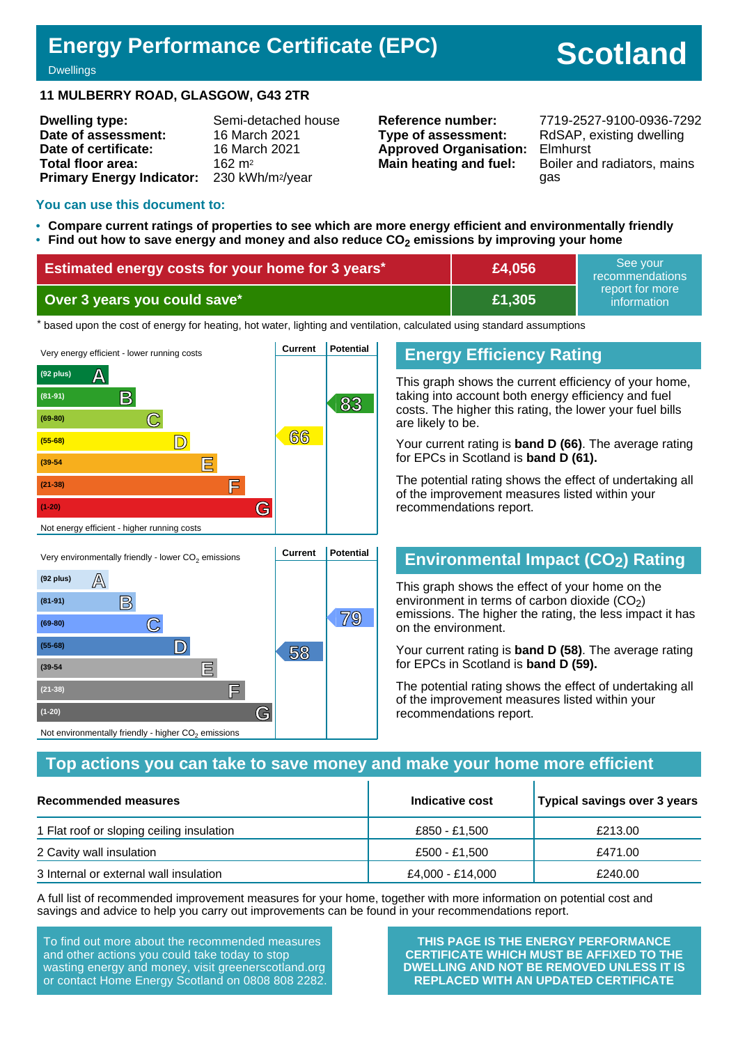# Energy Performance Certificate (EPC)

Dwellings

**Scotland**

**11 MULBERRY ROAD, GLASGOW, G43 2TR**

| | | | |
|---|---|---|---|
| **Dwelling type:** | Semi-detached house | **Reference number:** | 7719-2527-9100-0936-7292 |
| **Date of assessment:** | 16 March 2021 | **Type of assessment:** | RdSAP, existing dwelling |
| **Date of certificate:** | 16 March 2021 | **Approved Organisation:** | Elmhurst |
| **Total floor area:** | 162 m² | **Main heating and fuel:** | Boiler and radiators, mains gas |
| **Primary Energy Indicator:** | 230 kWh/m²/year | | |

## You can use this document to:

- **Compare current ratings of properties to see which are more energy efficient and environmentally friendly**
- **Find out how to save energy and money and also reduce $CO_2$ emissions by improving your home**

| | | |
|---|---|---|
| **Estimated energy costs for your home for 3 years*** | **£4,056** | See your recommendations report for more information |
| **Over 3 years you could save*** | **£1,305** | |

\* based upon the cost of energy for heating, hot water, lighting and ventilation, calculated using standard assumptions

| Very energy efficient - lower running costs | Current | Potential |
|---|---|---|
| (92 plus) A | | |
| (81-91) B | | 83 |
| (69-80) C | | |
| (55-68) D | 66 | |
| (39-54) E | | |
| (21-38) F | | |
| (1-20) G | | |
| Not energy efficient - higher running costs | | |

## Energy Efficiency Rating

This graph shows the current efficiency of your home, taking into account both energy efficiency and fuel costs. The higher this rating, the lower your fuel bills are likely to be.

Your current rating is **band D (66)**. The average rating for EPCs in Scotland is **band D (61).**

The potential rating shows the effect of undertaking all of the improvement measures listed within your recommendations report.

| Very environmentally friendly - lower $CO_2$ emissions | Current | Potential |
|---|---|---|
| (92 plus) A | | |
| (81-91) B | | |
| (69-80) C | | 79 |
| (55-68) D | 58 | |
| (39-54) E | | |
| (21-38) F | | |
| (1-20) G | | |
| Not environmentally friendly - higher $CO_2$ emissions | | |

## Environmental Impact ($CO_2$) Rating

This graph shows the effect of your home on the environment in terms of carbon dioxide ($CO_2$) emissions. The higher the rating, the less impact it has on the environment.

Your current rating is **band D (58)**. The average rating for EPCs in Scotland is **band D (59).**

The potential rating shows the effect of undertaking all of the improvement measures listed within your recommendations report.

## Top actions you can take to save money and make your home more efficient

| Recommended measures | Indicative cost | Typical savings over 3 years |
|---|---|---|
| 1 Flat roof or sloping ceiling insulation | £850 - £1,500 | £213.00 |
| 2 Cavity wall insulation | £500 - £1,500 | £471.00 |
| 3 Internal or external wall insulation | £4,000 - £14,000 | £240.00 |

A full list of recommended improvement measures for your home, together with more information on potential cost and savings and advice to help you carry out improvements can be found in your recommendations report.

To find out more about the recommended measures and other actions you could take today to stop wasting energy and money, visit greenerscotland.org or contact Home Energy Scotland on 0808 808 2282.

**THIS PAGE IS THE ENERGY PERFORMANCE CERTIFICATE WHICH MUST BE AFFIXED TO THE DWELLING AND NOT BE REMOVED UNLESS IT IS REPLACED WITH AN UPDATED CERTIFICATE**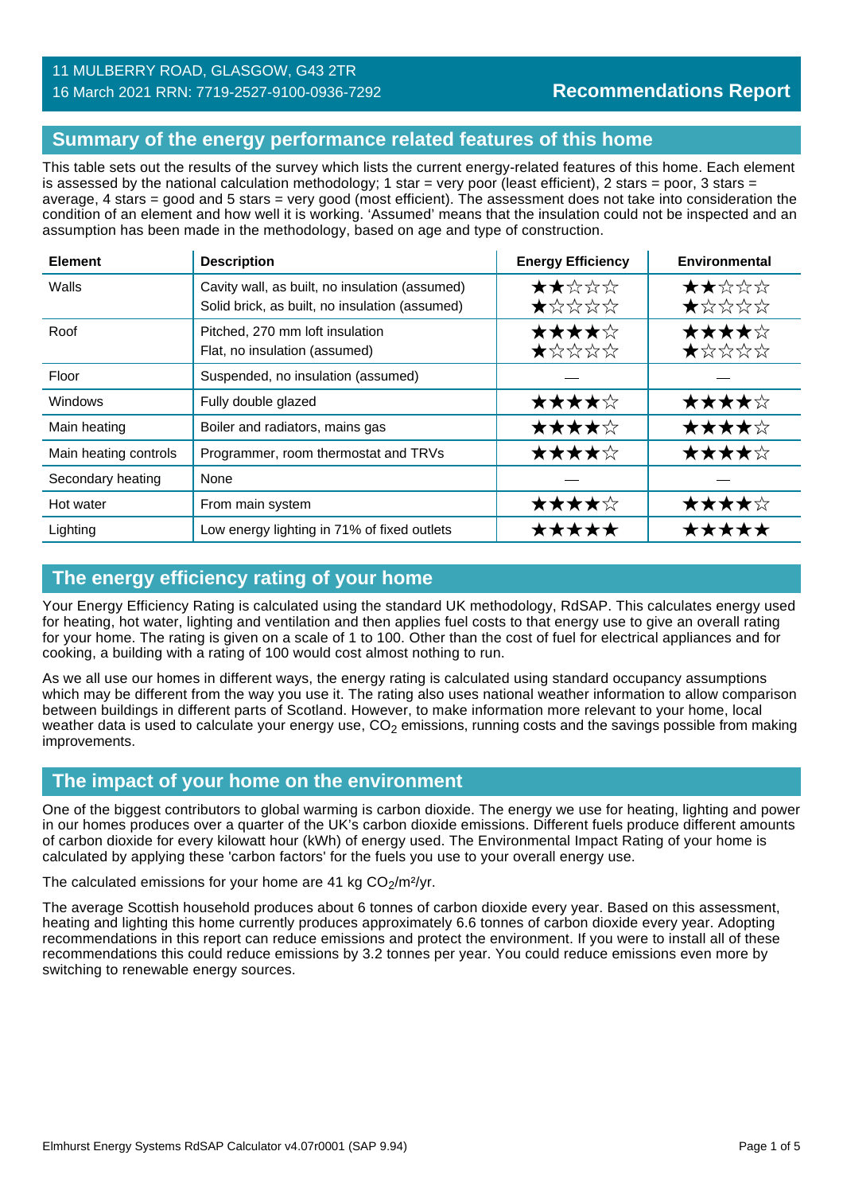11 MULBERRY ROAD, GLASGOW, G43 2TR
16 March 2021 RRN: 7719-2527-9100-0936-7292

**Recommendations Report**

## Summary of the energy performance related features of this home

This table sets out the results of the survey which lists the current energy-related features of this home. Each element is assessed by the national calculation methodology; 1 star = very poor (least efficient), 2 stars = poor, 3 stars = average, 4 stars = good and 5 stars = very good (most efficient). The assessment does not take into consideration the condition of an element and how well it is working. 'Assumed' means that the insulation could not be inspected and an assumption has been made in the methodology, based on age and type of construction.

| Element | Description | Energy Efficiency | Environmental |
|---|---|---|---|
| Walls | Cavity wall, as built, no insulation (assumed)<br>Solid brick, as built, no insulation (assumed) | ★★☆☆☆<br>★☆☆☆☆ | ★★☆☆☆<br>★☆☆☆☆ |
| Roof | Pitched, 270 mm loft insulation<br>Flat, no insulation (assumed) | ★★★★☆<br>★☆☆☆☆ | ★★★★☆<br>★☆☆☆☆ |
| Floor | Suspended, no insulation (assumed) | — | — |
| Windows | Fully double glazed | ★★★★☆ | ★★★★☆ |
| Main heating | Boiler and radiators, mains gas | ★★★★☆ | ★★★★☆ |
| Main heating controls | Programmer, room thermostat and TRVs | ★★★★☆ | ★★★★☆ |
| Secondary heating | None | — | — |
| Hot water | From main system | ★★★★☆ | ★★★★☆ |
| Lighting | Low energy lighting in 71% of fixed outlets | ★★★★★ | ★★★★★ |

## The energy efficiency rating of your home

Your Energy Efficiency Rating is calculated using the standard UK methodology, RdSAP. This calculates energy used for heating, hot water, lighting and ventilation and then applies fuel costs to that energy use to give an overall rating for your home. The rating is given on a scale of 1 to 100. Other than the cost of fuel for electrical appliances and for cooking, a building with a rating of 100 would cost almost nothing to run.

As we all use our homes in different ways, the energy rating is calculated using standard occupancy assumptions which may be different from the way you use it. The rating also uses national weather information to allow comparison between buildings in different parts of Scotland. However, to make information more relevant to your home, local weather data is used to calculate your energy use, $CO_2$ emissions, running costs and the savings possible from making improvements.

## The impact of your home on the environment

One of the biggest contributors to global warming is carbon dioxide. The energy we use for heating, lighting and power in our homes produces over a quarter of the UK's carbon dioxide emissions. Different fuels produce different amounts of carbon dioxide for every kilowatt hour (kWh) of energy used. The Environmental Impact Rating of your home is calculated by applying these 'carbon factors' for the fuels you use to your overall energy use.

The calculated emissions for your home are 41 kg $CO_2$/m²/yr.

The average Scottish household produces about 6 tonnes of carbon dioxide every year. Based on this assessment, heating and lighting this home currently produces approximately 6.6 tonnes of carbon dioxide every year. Adopting recommendations in this report can reduce emissions and protect the environment. If you were to install all of these recommendations this could reduce emissions by 3.2 tonnes per year. You could reduce emissions even more by switching to renewable energy sources.

Elmhurst Energy Systems RdSAP Calculator v4.07r0001 (SAP 9.94)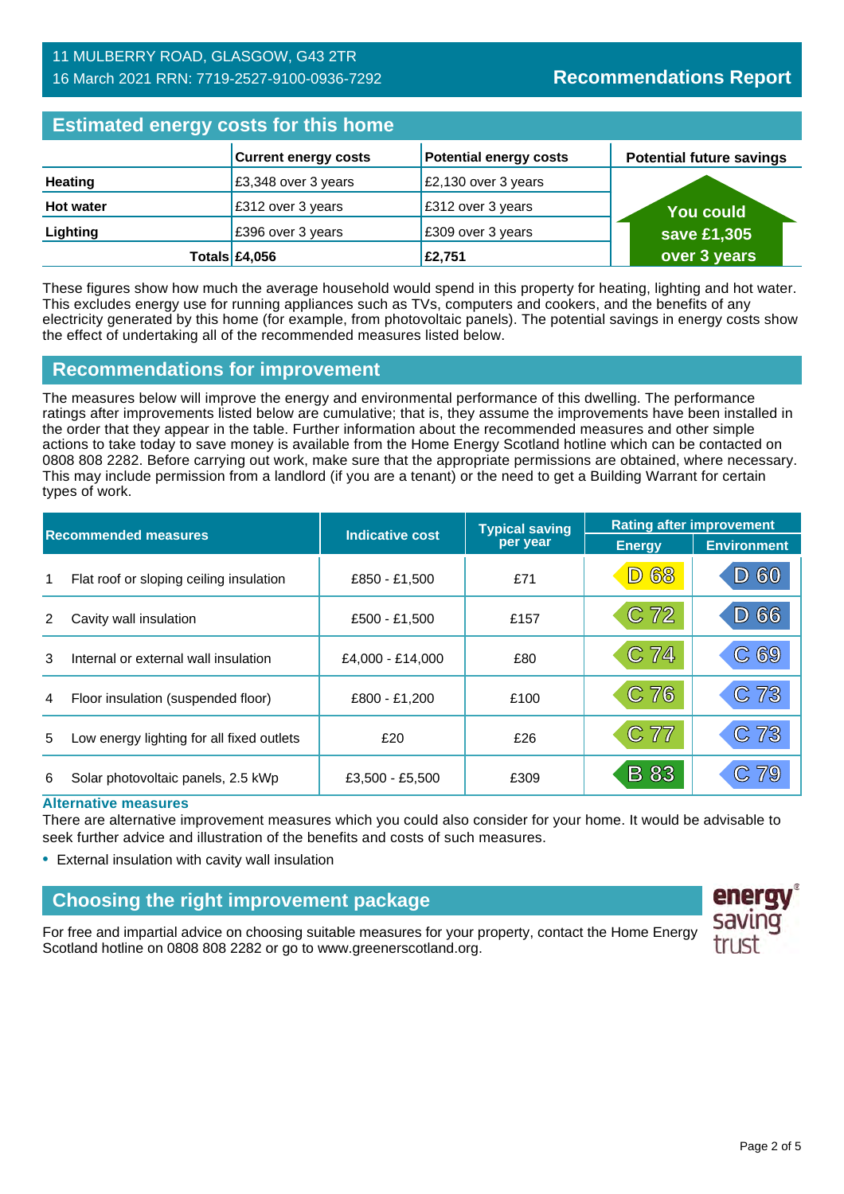11 MULBERRY ROAD, GLASGOW, G43 2TR
16 March 2021 RRN: 7719-2527-9100-0936-7292

**Recommendations Report**

## Estimated energy costs for this home

| | Current energy costs | Potential energy costs | Potential future savings |
|---|---|---|---|
| **Heating** | £3,348 over 3 years | £2,130 over 3 years | You could save £1,305 over 3 years |
| **Hot water** | £312 over 3 years | £312 over 3 years | |
| **Lighting** | £396 over 3 years | £309 over 3 years | |
| **Totals** | **£4,056** | **£2,751** | |

These figures show how much the average household would spend in this property for heating, lighting and hot water. This excludes energy use for running appliances such as TVs, computers and cookers, and the benefits of any electricity generated by this home (for example, from photovoltaic panels). The potential savings in energy costs show the effect of undertaking all of the recommended measures listed below.

## Recommendations for improvement

The measures below will improve the energy and environmental performance of this dwelling. The performance ratings after improvements listed below are cumulative; that is, they assume the improvements have been installed in the order that they appear in the table. Further information about the recommended measures and other simple actions to take today to save money is available from the Home Energy Scotland hotline which can be contacted on 0808 808 2282. Before carrying out work, make sure that the appropriate permissions are obtained, where necessary. This may include permission from a landlord (if you are a tenant) or the need to get a Building Warrant for certain types of work.

| | Recommended measures | Indicative cost | Typical saving per year | Rating after improvement | |
|---|---|---|---|---|---|
| | | | | Energy | Environment |
| 1 | Flat roof or sloping ceiling insulation | £850 - £1,500 | £71 | D 68 | D 60 |
| 2 | Cavity wall insulation | £500 - £1,500 | £157 | C 72 | D 66 |
| 3 | Internal or external wall insulation | £4,000 - £14,000 | £80 | C 74 | C 69 |
| 4 | Floor insulation (suspended floor) | £800 - £1,200 | £100 | C 76 | C 73 |
| 5 | Low energy lighting for all fixed outlets | £20 | £26 | C 77 | C 73 |
| 6 | Solar photovoltaic panels, 2.5 kWp | £3,500 - £5,500 | £309 | B 83 | C 79 |

### Alternative measures

There are alternative improvement measures which you could also consider for your home. It would be advisable to seek further advice and illustration of the benefits and costs of such measures.

- External insulation with cavity wall insulation

## Choosing the right improvement package

For free and impartial advice on choosing suitable measures for your property, contact the Home Energy Scotland hotline on 0808 808 2282 or go to www.greenerscotland.org.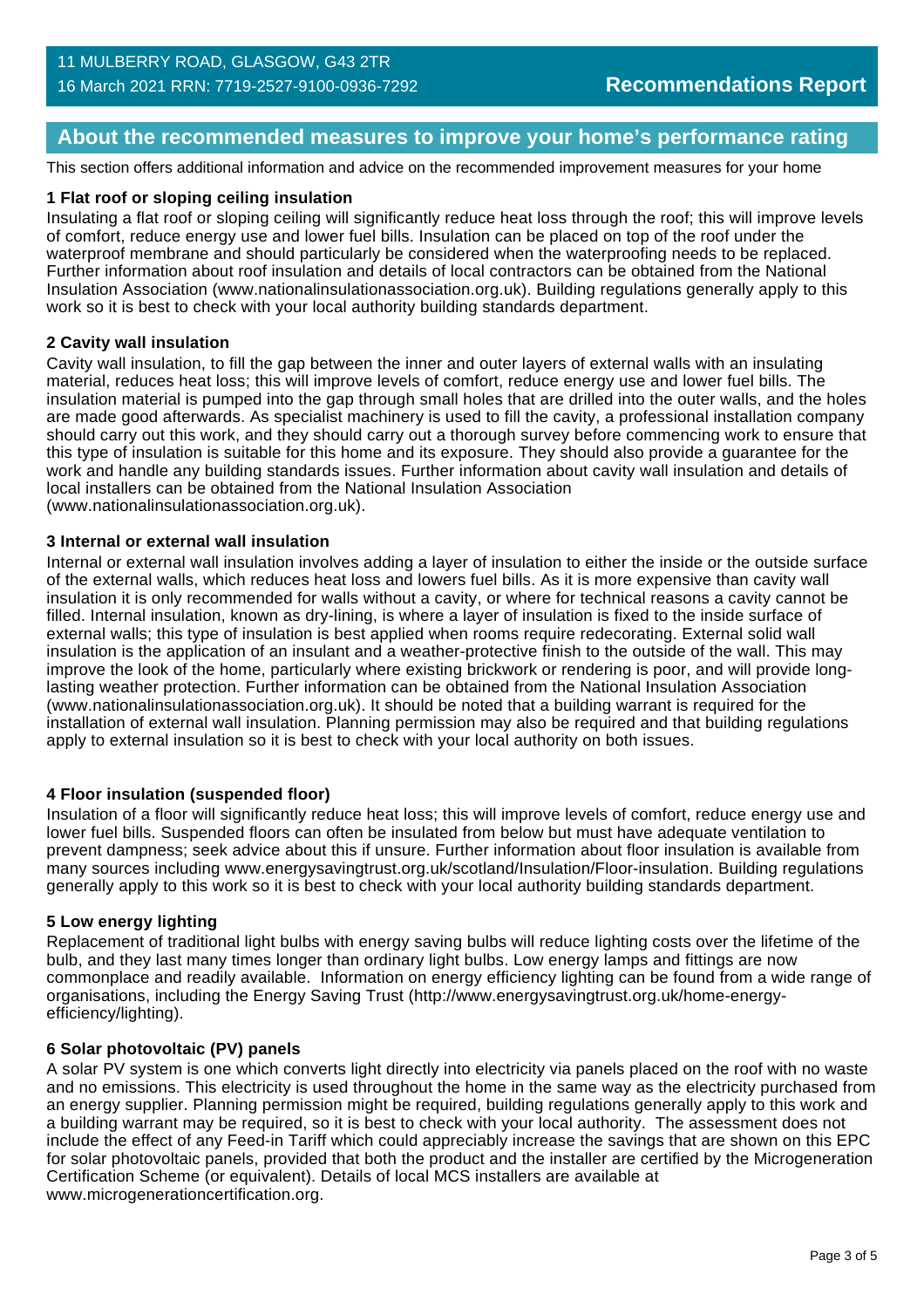## About the recommended measures to improve your home's performance rating

This section offers additional information and advice on the recommended improvement measures for your home

### 1 Flat roof or sloping ceiling insulation

Insulating a flat roof or sloping ceiling will significantly reduce heat loss through the roof; this will improve levels of comfort, reduce energy use and lower fuel bills. Insulation can be placed on top of the roof under the waterproof membrane and should particularly be considered when the waterproofing needs to be replaced. Further information about roof insulation and details of local contractors can be obtained from the National Insulation Association (www.nationalinsulationassociation.org.uk). Building regulations generally apply to this work so it is best to check with your local authority building standards department.

### 2 Cavity wall insulation

Cavity wall insulation, to fill the gap between the inner and outer layers of external walls with an insulating material, reduces heat loss; this will improve levels of comfort, reduce energy use and lower fuel bills. The insulation material is pumped into the gap through small holes that are drilled into the outer walls, and the holes are made good afterwards. As specialist machinery is used to fill the cavity, a professional installation company should carry out this work, and they should carry out a thorough survey before commencing work to ensure that this type of insulation is suitable for this home and its exposure. They should also provide a guarantee for the work and handle any building standards issues. Further information about cavity wall insulation and details of local installers can be obtained from the National Insulation Association (www.nationalinsulationassociation.org.uk).

### 3 Internal or external wall insulation

Internal or external wall insulation involves adding a layer of insulation to either the inside or the outside surface of the external walls, which reduces heat loss and lowers fuel bills. As it is more expensive than cavity wall insulation it is only recommended for walls without a cavity, or where for technical reasons a cavity cannot be filled. Internal insulation, known as dry-lining, is where a layer of insulation is fixed to the inside surface of external walls; this type of insulation is best applied when rooms require redecorating. External solid wall insulation is the application of an insulant and a weather-protective finish to the outside of the wall. This may improve the look of the home, particularly where existing brickwork or rendering is poor, and will provide long-lasting weather protection. Further information can be obtained from the National Insulation Association (www.nationalinsulationassociation.org.uk). It should be noted that a building warrant is required for the installation of external wall insulation. Planning permission may also be required and that building regulations apply to external insulation so it is best to check with your local authority on both issues.

### 4 Floor insulation (suspended floor)

Insulation of a floor will significantly reduce heat loss; this will improve levels of comfort, reduce energy use and lower fuel bills. Suspended floors can often be insulated from below but must have adequate ventilation to prevent dampness; seek advice about this if unsure. Further information about floor insulation is available from many sources including www.energysavingtrust.org.uk/scotland/Insulation/Floor-insulation. Building regulations generally apply to this work so it is best to check with your local authority building standards department.

### 5 Low energy lighting

Replacement of traditional light bulbs with energy saving bulbs will reduce lighting costs over the lifetime of the bulb, and they last many times longer than ordinary light bulbs. Low energy lamps and fittings are now commonplace and readily available. Information on energy efficiency lighting can be found from a wide range of organisations, including the Energy Saving Trust (http://www.energysavingtrust.org.uk/home-energy-efficiency/lighting).

### 6 Solar photovoltaic (PV) panels

A solar PV system is one which converts light directly into electricity via panels placed on the roof with no waste and no emissions. This electricity is used throughout the home in the same way as the electricity purchased from an energy supplier. Planning permission might be required, building regulations generally apply to this work and a building warrant may be required, so it is best to check with your local authority. The assessment does not include the effect of any Feed-in Tariff which could appreciably increase the savings that are shown on this EPC for solar photovoltaic panels, provided that both the product and the installer are certified by the Microgeneration Certification Scheme (or equivalent). Details of local MCS installers are available at www.microgenerationcertification.org.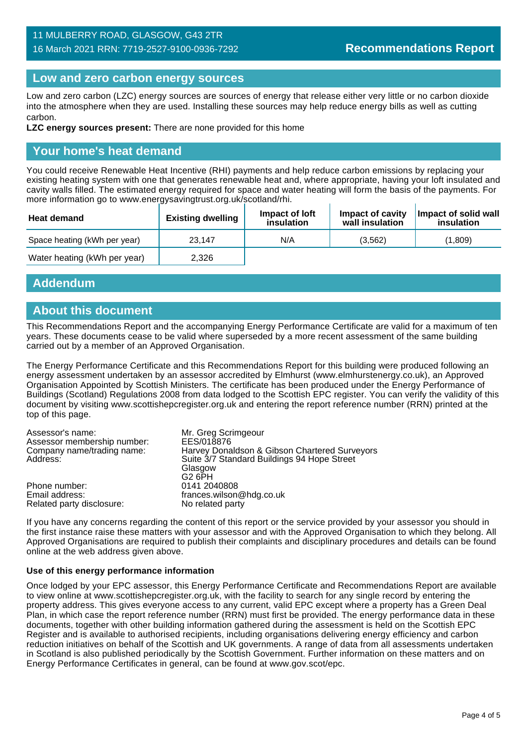## Low and zero carbon energy sources

Low and zero carbon (LZC) energy sources are sources of energy that release either very little or no carbon dioxide into the atmosphere when they are used. Installing these sources may help reduce energy bills as well as cutting carbon.

**LZC energy sources present:** There are none provided for this home

## Your home's heat demand

You could receive Renewable Heat Incentive (RHI) payments and help reduce carbon emissions by replacing your existing heating system with one that generates renewable heat and, where appropriate, having your loft insulated and cavity walls filled. The estimated energy required for space and water heating will form the basis of the payments. For more information go to www.energysavingtrust.org.uk/scotland/rhi.

| Heat demand | Existing dwelling | Impact of loft insulation | Impact of cavity wall insulation | Impact of solid wall insulation |
|---|---|---|---|---|
| Space heating (kWh per year) | 23,147 | N/A | (3,562) | (1,809) |
| Water heating (kWh per year) | 2,326 | | | |

## Addendum

## About this document

This Recommendations Report and the accompanying Energy Performance Certificate are valid for a maximum of ten years. These documents cease to be valid where superseded by a more recent assessment of the same building carried out by a member of an Approved Organisation.

The Energy Performance Certificate and this Recommendations Report for this building were produced following an energy assessment undertaken by an assessor accredited by Elmhurst (www.elmhurstenergy.co.uk), an Approved Organisation Appointed by Scottish Ministers. The certificate has been produced under the Energy Performance of Buildings (Scotland) Regulations 2008 from data lodged to the Scottish EPC register. You can verify the validity of this document by visiting www.scottishepcregister.org.uk and entering the report reference number (RRN) printed at the top of this page.

| | |
|---|---|
| Assessor's name: | Mr. Greg Scrimgeour |
| Assessor membership number: | EES/018876 |
| Company name/trading name: | Harvey Donaldson & Gibson Chartered Surveyors |
| Address: | Suite 3/7 Standard Buildings 94 Hope Street<br>Glasgow<br>G2 6PH |
| Phone number: | 0141 2040808 |
| Email address: | frances.wilson@hdg.co.uk |
| Related party disclosure: | No related party |

If you have any concerns regarding the content of this report or the service provided by your assessor you should in the first instance raise these matters with your assessor and with the Approved Organisation to which they belong. All Approved Organisations are required to publish their complaints and disciplinary procedures and details can be found online at the web address given above.

**Use of this energy performance information**

Once lodged by your EPC assessor, this Energy Performance Certificate and Recommendations Report are available to view online at www.scottishepcregister.org.uk, with the facility to search for any single record by entering the property address. This gives everyone access to any current, valid EPC except where a property has a Green Deal Plan, in which case the report reference number (RRN) must first be provided. The energy performance data in these documents, together with other building information gathered during the assessment is held on the Scottish EPC Register and is available to authorised recipients, including organisations delivering energy efficiency and carbon reduction initiatives on behalf of the Scottish and UK governments. A range of data from all assessments undertaken in Scotland is also published periodically by the Scottish Government. Further information on these matters and on Energy Performance Certificates in general, can be found at www.gov.scot/epc.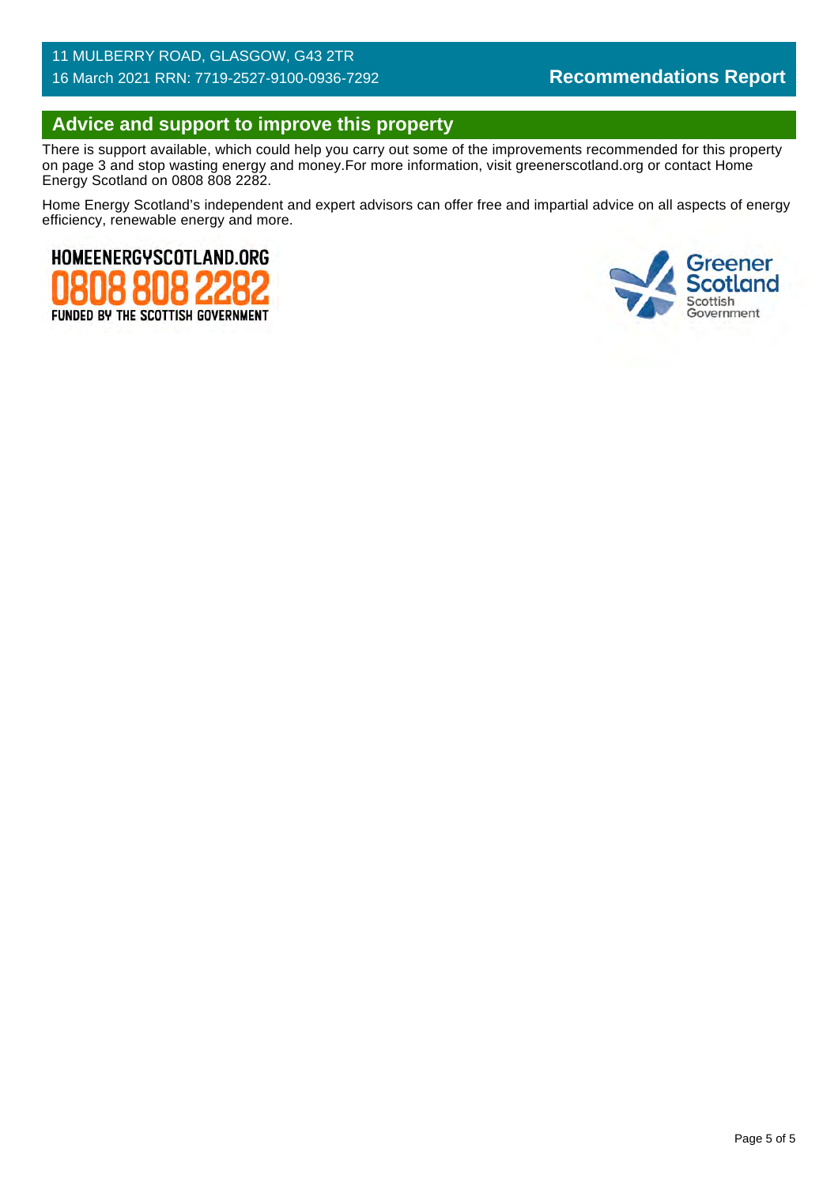## Advice and support to improve this property

There is support available, which could help you carry out some of the improvements recommended for this property on page 3 and stop wasting energy and money.For more information, visit greenerscotland.org or contact Home Energy Scotland on 0808 808 2282.

Home Energy Scotland's independent and expert advisors can offer free and impartial advice on all aspects of energy efficiency, renewable energy and more.

HOMEENERGYSCOTLAND.ORG
0808 808 2282
FUNDED BY THE SCOTTISH GOVERNMENT

Greener Scotland
Scottish Government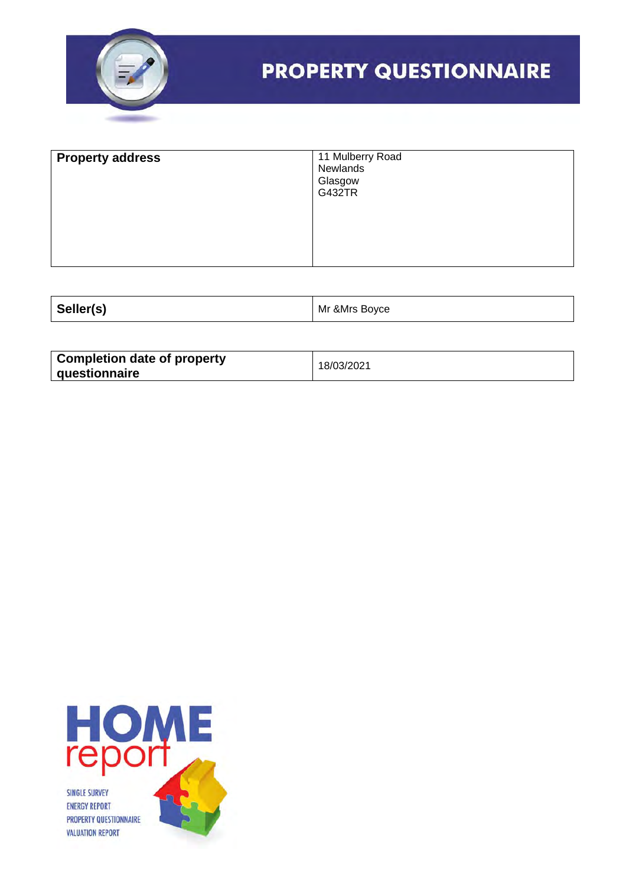# PROPERTY QUESTIONNAIRE

| **Property address** | 11 Mulberry Road<br>Newlands<br>Glasgow<br>G432TR |
|---|---|

| **Seller(s)** | Mr &Mrs Boyce |
|---|---|

| **Completion date of property questionnaire** | 18/03/2021 |
|---|---|

HOME report

SINGLE SURVEY
ENERGY REPORT
PROPERTY QUESTIONNAIRE
VALUATION REPORT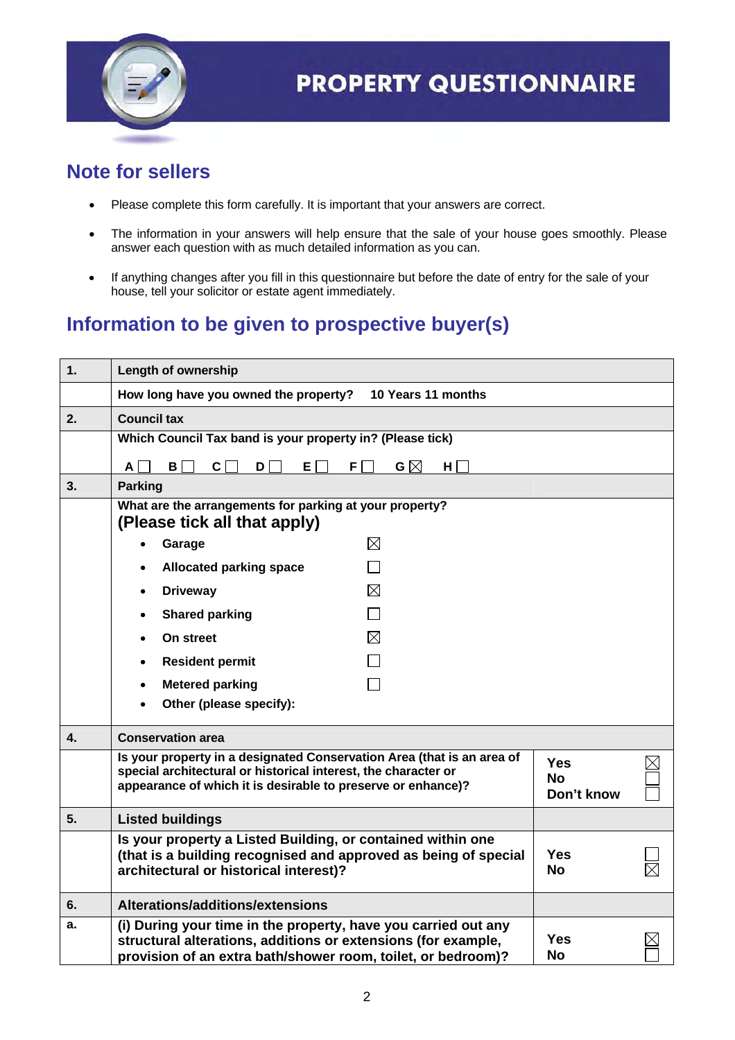# PROPERTY QUESTIONNAIRE

## Note for sellers

- Please complete this form carefully. It is important that your answers are correct.
- The information in your answers will help ensure that the sale of your house goes smoothly. Please answer each question with as much detailed information as you can.
- If anything changes after you fill in this questionnaire but before the date of entry for the sale of your house, tell your solicitor or estate agent immediately.

## Information to be given to prospective buyer(s)

| | | |
|---|---|---|
| **1.** | **Length of ownership** | |
| | **How long have you owned the property?** **10 Years 11 months** | |
| **2.** | **Council tax** | |
| | **Which Council Tax band is your property in? (Please tick)**<br>**A** ☐ **B** ☐ **C** ☐ **D** ☐ **E** ☐ **F** ☐ **G** ☒ **H** ☐ | |
| **3.** | **Parking** | |
| | **What are the arrangements for parking at your property?**<br>**(Please tick all that apply)**<br>• **Garage** ☒<br>• **Allocated parking space** ☐<br>• **Driveway** ☒<br>• **Shared parking** ☐<br>• **On street** ☒<br>• **Resident permit** ☐<br>• **Metered parking** ☐<br>• **Other (please specify):** | |
| **4.** | **Conservation area** | |
| | **Is your property in a designated Conservation Area (that is an area of special architectural or historical interest, the character or appearance of which it is desirable to preserve or enhance)?** | **Yes** ☒<br>**No** ☐<br>**Don't know** ☐ |
| **5.** | **Listed buildings** | |
| | **Is your property a Listed Building, or contained within one (that is a building recognised and approved as being of special architectural or historical interest)?** | **Yes** ☐<br>**No** ☒ |
| **6.** | **Alterations/additions/extensions** | |
| **a.** | **(i) During your time in the property, have you carried out any structural alterations, additions or extensions (for example, provision of an extra bath/shower room, toilet, or bedroom)?** | **Yes** ☒<br>**No** ☐ |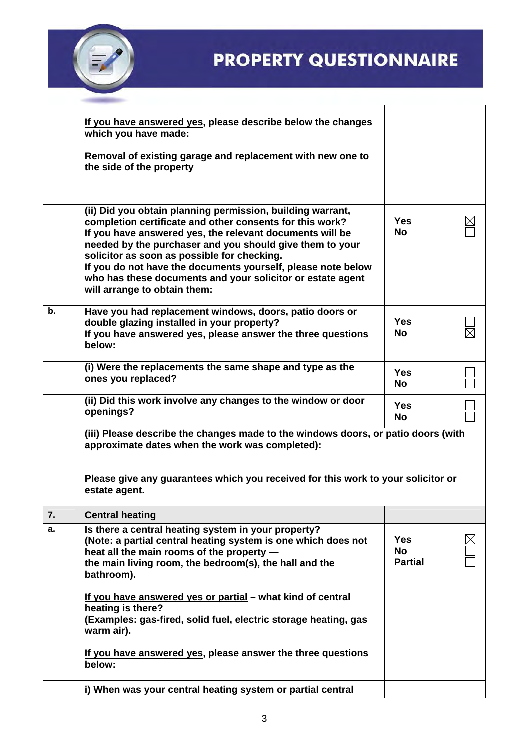# PROPERTY QUESTIONNAIRE

| | | |
|---|---|---|
| | **<u>If you have answered yes</u>, please describe below the changes which you have made:**<br><br>**Removal of existing garage and replacement with new one to the side of the property** | |
| | **(ii) Did you obtain planning permission, building warrant, completion certificate and other consents for this work?**<br>**If you have answered yes, the relevant documents will be needed by the purchaser and you should give them to your solicitor as soon as possible for checking.**<br>**If you do not have the documents yourself, please note below who has these documents and your solicitor or estate agent will arrange to obtain them:** | **Yes** ☒<br>**No** ☐ |
| **b.** | **Have you had replacement windows, doors, patio doors or double glazing installed in your property?**<br>**If you have answered yes, please answer the three questions below:** | **Yes** ☐<br>**No** ☒ |
| | **(i) Were the replacements the same shape and type as the ones you replaced?** | **Yes** ☐<br>**No** ☐ |
| | **(ii) Did this work involve any changes to the window or door openings?** | **Yes** ☐<br>**No** ☐ |
| | **(iii) Please describe the changes made to the windows doors, or patio doors (with approximate dates when the work was completed):**<br><br>**Please give any guarantees which you received for this work to your solicitor or estate agent.** | |
| **7.** | **Central heating** | |
| **a.** | **Is there a central heating system in your property?**<br>**(Note: a partial central heating system is one which does not heat all the main rooms of the property — the main living room, the bedroom(s), the hall and the bathroom).**<br><br>**<u>If you have answered yes or partial</u> – what kind of central heating is there?**<br>**(Examples: gas-fired, solid fuel, electric storage heating, gas warm air).**<br><br>**<u>If you have answered yes</u>, please answer the three questions below:** | **Yes** ☒<br>**No** ☐<br>**Partial** ☐ |
| | **i) When was your central heating system or partial central** | |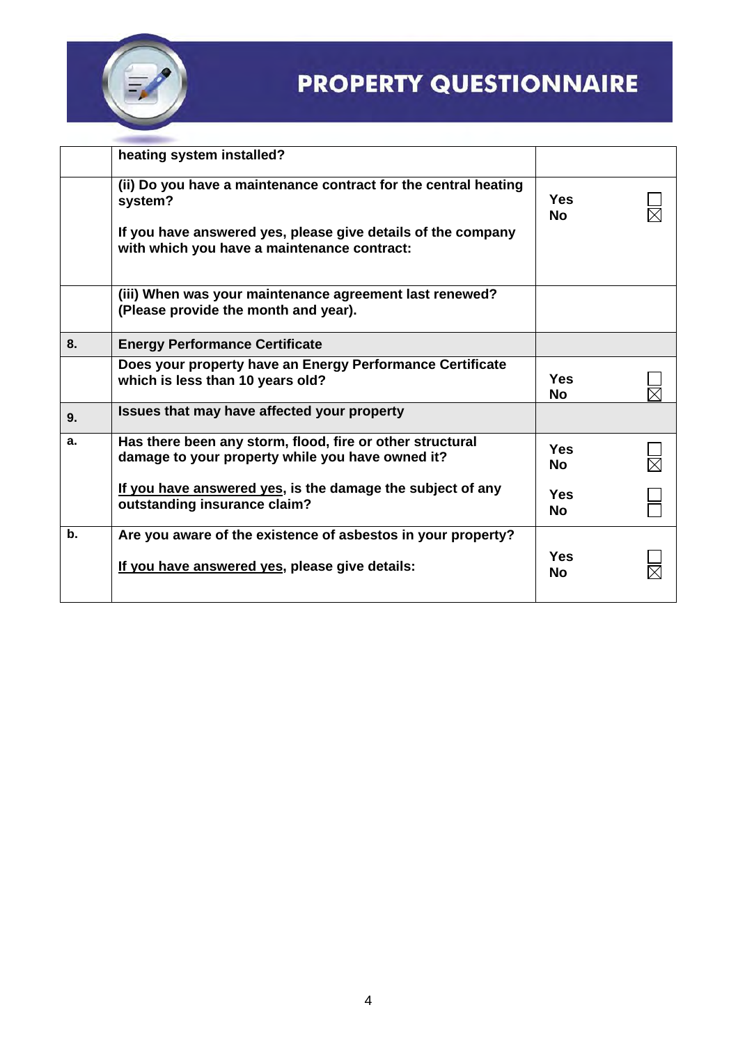# PROPERTY QUESTIONNAIRE

| | | |
|---|---|---|
| | **heating system installed?** | |
| | **(ii) Do you have a maintenance contract for the central heating system?**<br><br>**If you have answered yes, please give details of the company with which you have a maintenance contract:** | **Yes** ☐<br>**No** ☒ |
| | **(iii) When was your maintenance agreement last renewed? (Please provide the month and year).** | |
| **8.** | **Energy Performance Certificate** | |
| | **Does your property have an Energy Performance Certificate which is less than 10 years old?** | **Yes** ☐<br>**No** ☒ |
| **9.** | **Issues that may have affected your property** | |
| **a.** | **Has there been any storm, flood, fire or other structural damage to your property while you have owned it?**<br><br>**<u>If you have answered yes</u>, is the damage the subject of any outstanding insurance claim?** | **Yes** ☐<br>**No** ☒<br><br>**Yes** ☐<br>**No** ☐ |
| **b.** | **Are you aware of the existence of asbestos in your property?**<br><br>**<u>If you have answered yes</u>, please give details:** | **Yes** ☐<br>**No** ☒ |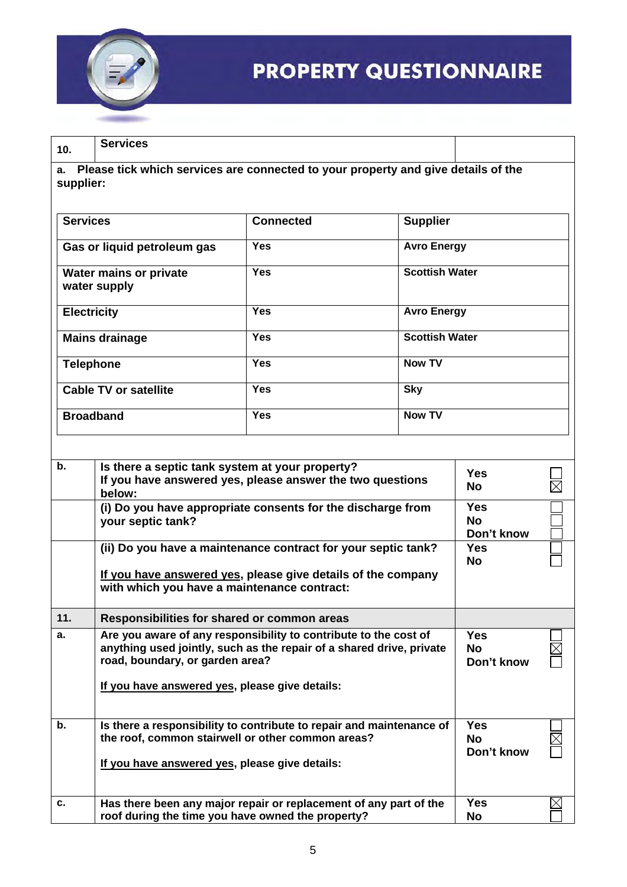# PROPERTY QUESTIONNAIRE

| 10. | Services | |
|---|---|---|

**a. Please tick which services are connected to your property and give details of the supplier:**

| Services | Connected | Supplier |
|---|---|---|
| Gas or liquid petroleum gas | Yes | Avro Energy |
| Water mains or private water supply | Yes | Scottish Water |
| Electricity | Yes | Avro Energy |
| Mains drainage | Yes | Scottish Water |
| Telephone | Yes | Now TV |
| Cable TV or satellite | Yes | Sky |
| Broadband | Yes | Now TV |

| | | |
|---|---|---|
| **b.** | **Is there a septic tank system at your property?** **If you have answered yes, please answer the two questions below:** | Yes ☐ No ☒ |
| | **(i) Do you have appropriate consents for the discharge from your septic tank?** | Yes ☐ No ☐ Don't know ☐ |
| | **(ii) Do you have a maintenance contract for your septic tank?** **If you have answered yes, please give details of the company with which you have a maintenance contract:** | Yes ☐ No ☐ |
| **11.** | **Responsibilities for shared or common areas** | |
| **a.** | **Are you aware of any responsibility to contribute to the cost of anything used jointly, such as the repair of a shared drive, private road, boundary, or garden area?** **If you have answered yes, please give details:** | Yes ☐ No ☒ Don't know ☐ |
| **b.** | **Is there a responsibility to contribute to repair and maintenance of the roof, common stairwell or other common areas?** **If you have answered yes, please give details:** | Yes ☐ No ☒ Don't know ☐ |
| **c.** | **Has there been any major repair or replacement of any part of the roof during the time you have owned the property?** | Yes ☒ No ☐ |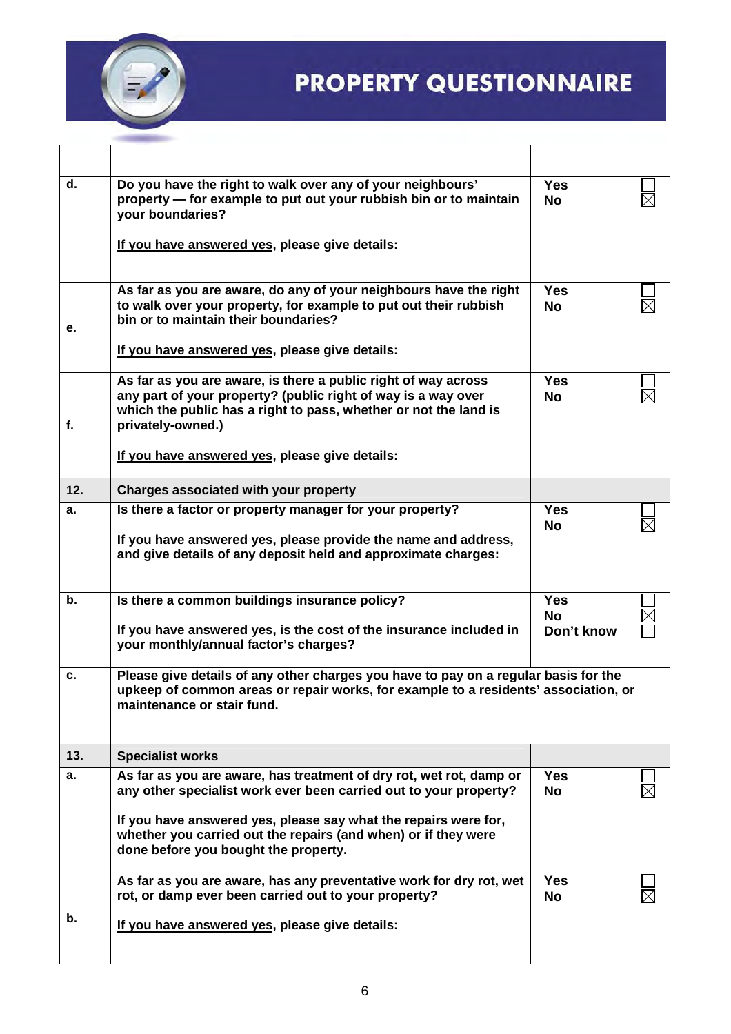# PROPERTY QUESTIONNAIRE

| | | |
|---|---|---|
| | | |
| **d.** | **Do you have the right to walk over any of your neighbours' property — for example to put out your rubbish bin or to maintain your boundaries?**<br><br>**If you have answered yes, please give details:** | **Yes** ☐<br>**No** ☒ |
| **e.** | **As far as you are aware, do any of your neighbours have the right to walk over your property, for example to put out their rubbish bin or to maintain their boundaries?**<br><br>**If you have answered yes, please give details:** | **Yes** ☐<br>**No** ☒ |
| **f.** | **As far as you are aware, is there a public right of way across any part of your property? (public right of way is a way over which the public has a right to pass, whether or not the land is privately-owned.)**<br><br>**If you have answered yes, please give details:** | **Yes** ☐<br>**No** ☒ |
| **12.** | **Charges associated with your property** | |
| **a.** | **Is there a factor or property manager for your property?**<br><br>**If you have answered yes, please provide the name and address, and give details of any deposit held and approximate charges:** | **Yes** ☐<br>**No** ☒ |
| **b.** | **Is there a common buildings insurance policy?**<br><br>**If you have answered yes, is the cost of the insurance included in your monthly/annual factor's charges?** | **Yes** ☐<br>**No** ☒<br>**Don't know** ☐ |
| **c.** | **Please give details of any other charges you have to pay on a regular basis for the upkeep of common areas or repair works, for example to a residents' association, or maintenance or stair fund.** | |
| **13.** | **Specialist works** | |
| **a.** | **As far as you are aware, has treatment of dry rot, wet rot, damp or any other specialist work ever been carried out to your property?**<br><br>**If you have answered yes, please say what the repairs were for, whether you carried out the repairs (and when) or if they were done before you bought the property.** | **Yes** ☐<br>**No** ☒ |
| **b.** | **As far as you are aware, has any preventative work for dry rot, wet rot, or damp ever been carried out to your property?**<br><br>**If you have answered yes, please give details:** | **Yes** ☐<br>**No** ☒ |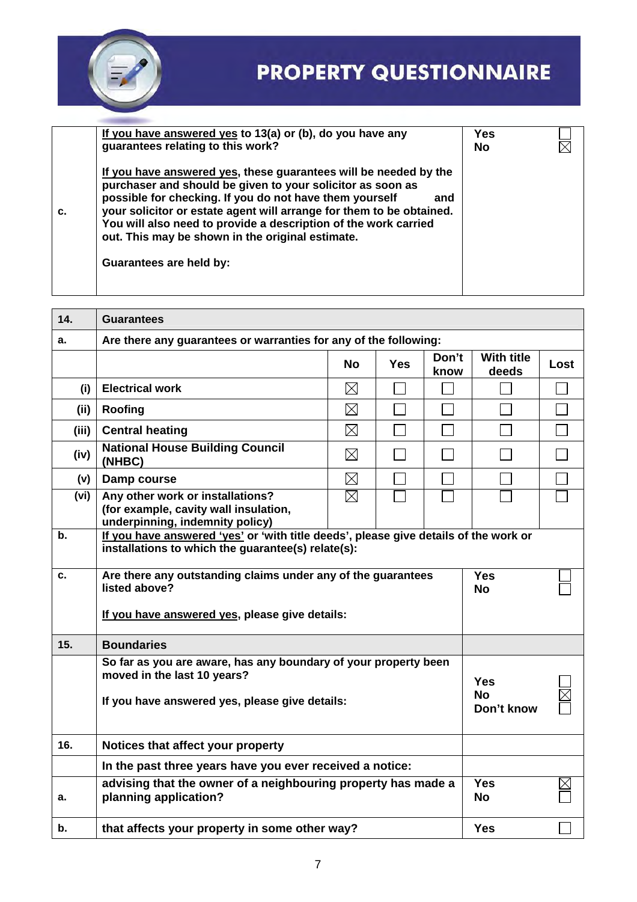# PROPERTY QUESTIONNAIRE

| | | | |
|---|---|---|---|
| c. | <u>If you have answered yes</u> to 13(a) or (b), do you have any guarantees relating to this work?<br><br><u>If you have answered yes</u>, these guarantees will be needed by the purchaser and should be given to your solicitor as soon as possible for checking. If you do not have them yourself and your solicitor or estate agent will arrange for them to be obtained. You will also need to provide a description of the work carried out. This may be shown in the original estimate.<br><br>Guarantees are held by: | Yes<br>No | ☐<br>☒ |

| 14. | Guarantees | | | | | |
|---|---|---|---|---|---|---|
| a. | Are there any guarantees or warranties for any of the following: | | | | | |
| | | No | Yes | Don't know | With title deeds | Lost |
| (i) | Electrical work | ☒ | ☐ | ☐ | ☐ | ☐ |
| (ii) | Roofing | ☒ | ☐ | ☐ | ☐ | ☐ |
| (iii) | Central heating | ☒ | ☐ | ☐ | ☐ | ☐ |
| (iv) | National House Building Council (NHBC) | ☒ | ☐ | ☐ | ☐ | ☐ |
| (v) | Damp course | ☒ | ☐ | ☐ | ☐ | ☐ |
| (vi) | Any other work or installations? (for example, cavity wall insulation, underpinning, indemnity policy) | ☒ | ☐ | ☐ | ☐ | ☐ |
| b. | <u>If you have answered 'yes'</u> or 'with title deeds', please give details of the work or installations to which the guarantee(s) relate(s): | | | | | |

| | | | |
|---|---|---|---|
| c. | Are there any outstanding claims under any of the guarantees listed above?<br><br><u>If you have answered yes</u>, please give details: | Yes<br>No | ☐<br>☐ |
| 15. | **Boundaries** | | |
| | So far as you are aware, has any boundary of your property been moved in the last 10 years?<br><br>If you have answered yes, please give details: | Yes<br>No<br>Don't know | ☐<br>☒<br>☐ |
| 16. | **Notices that affect your property** | | |
| | In the past three years have you ever received a notice: | | |
| a. | advising that the owner of a neighbouring property has made a planning application? | Yes<br>No | ☒<br>☐ |
| b. | that affects your property in some other way? | Yes | ☐ |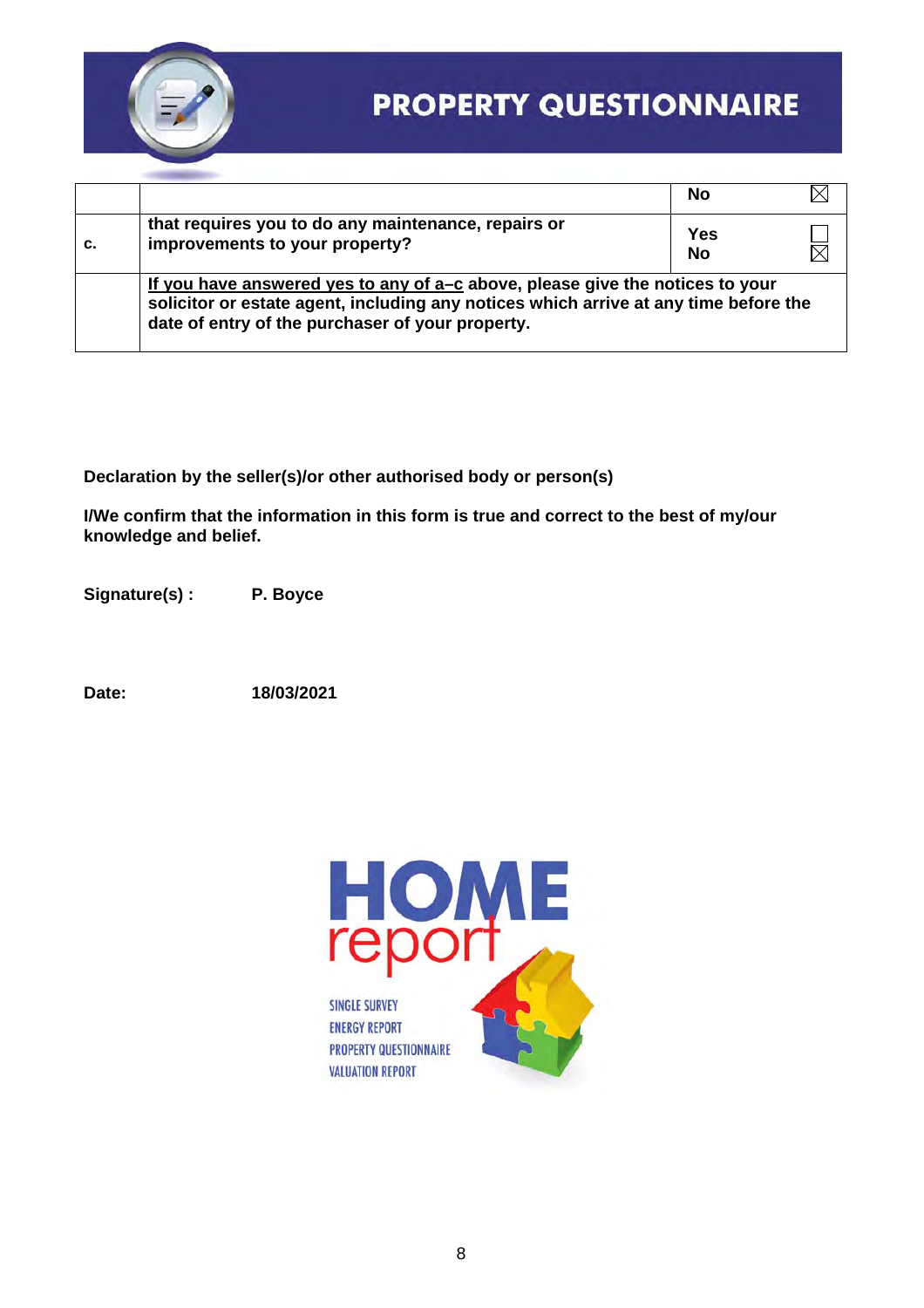# PROPERTY QUESTIONNAIRE

| | | | |
|---|---|---|---|
| | | No | ☒ |
| c. | that requires you to do any maintenance, repairs or improvements to your property? | Yes<br>No | ☐<br>☒ |
| | <u>If you have answered yes to any of a–c</u> above, please give the notices to your solicitor or estate agent, including any notices which arrive at any time before the date of entry of the purchaser of your property. | | |

**Declaration by the seller(s)/or other authorised body or person(s)**

**I/We confirm that the information in this form is true and correct to the best of my/our knowledge and belief.**

**Signature(s) :** **P. Boyce**

**Date:** **18/03/2021**

HOME report

SINGLE SURVEY
ENERGY REPORT
PROPERTY QUESTIONNAIRE
VALUATION REPORT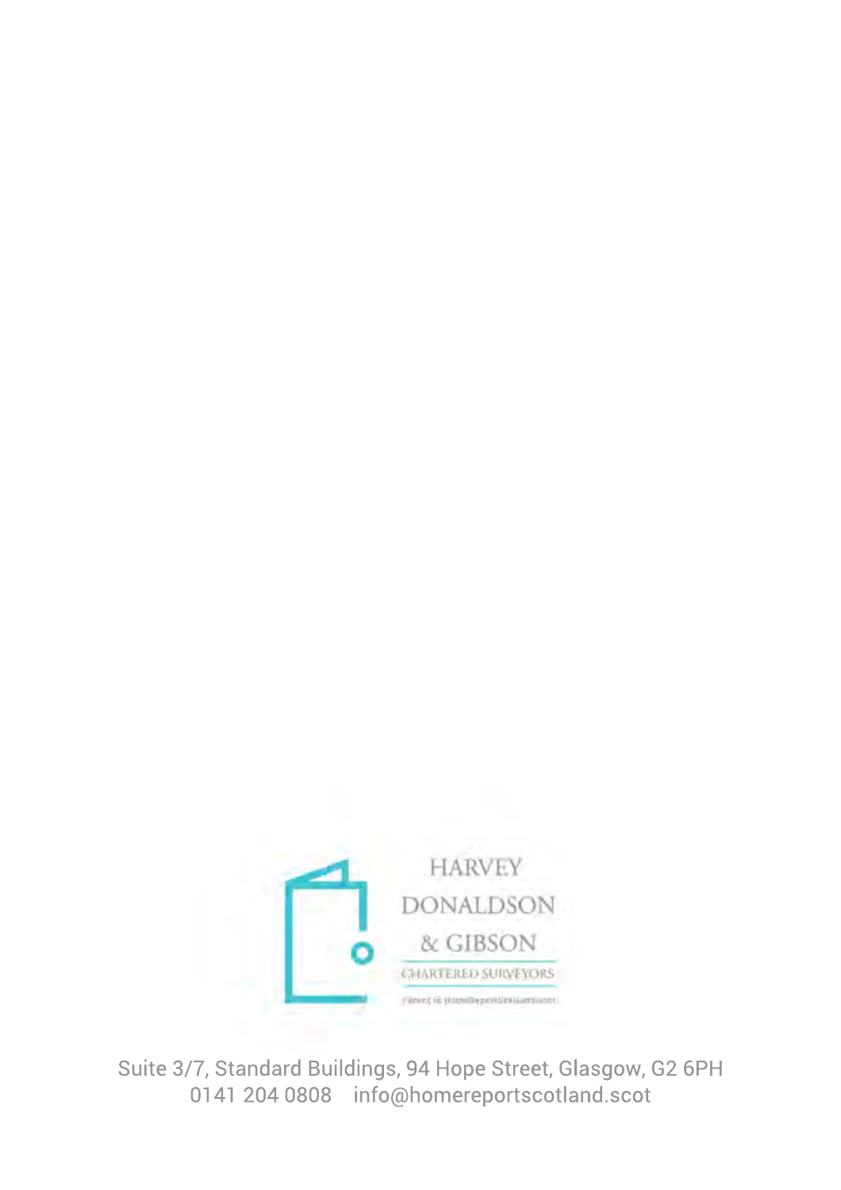HARVEY
DONALDSON
& GIBSON
CHARTERED SURVEYORS

Suite 3/7, Standard Buildings, 94 Hope Street, Glasgow, G2 6PH
0141 204 0808    info@homereportscotland.scot